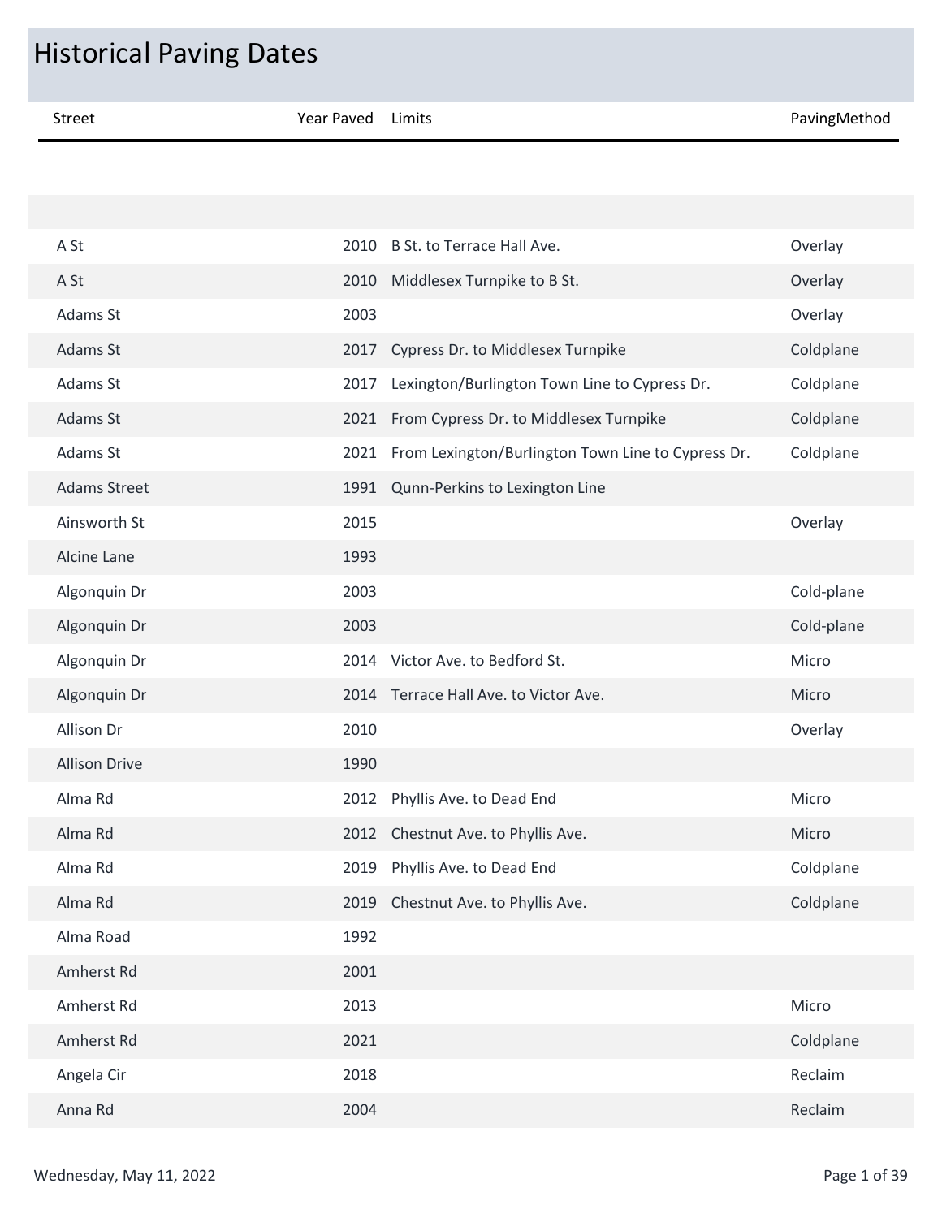# Historical Paving Dates

| Street | Year Paved | Limits | PavingMethod |
| --- | --- | --- | --- |
| | | | |
| A St | 2010 | B St. to Terrace Hall Ave. | Overlay |
| A St | 2010 | Middlesex Turnpike to B St. | Overlay |
| Adams St | 2003 | | Overlay |
| Adams St | 2017 | Cypress Dr. to Middlesex Turnpike | Coldplane |
| Adams St | 2017 | Lexington/Burlington Town Line to Cypress Dr. | Coldplane |
| Adams St | 2021 | From Cypress Dr. to Middlesex Turnpike | Coldplane |
| Adams St | 2021 | From Lexington/Burlington Town Line to Cypress Dr. | Coldplane |
| Adams Street | 1991 | Qunn-Perkins to Lexington Line | |
| Ainsworth St | 2015 | | Overlay |
| Alcine Lane | 1993 | | |
| Algonquin Dr | 2003 | | Cold-plane |
| Algonquin Dr | 2003 | | Cold-plane |
| Algonquin Dr | 2014 | Victor Ave. to Bedford St. | Micro |
| Algonquin Dr | 2014 | Terrace Hall Ave. to Victor Ave. | Micro |
| Allison Dr | 2010 | | Overlay |
| Allison Drive | 1990 | | |
| Alma Rd | 2012 | Phyllis Ave. to Dead End | Micro |
| Alma Rd | 2012 | Chestnut Ave. to Phyllis Ave. | Micro |
| Alma Rd | 2019 | Phyllis Ave. to Dead End | Coldplane |
| Alma Rd | 2019 | Chestnut Ave. to Phyllis Ave. | Coldplane |
| Alma Road | 1992 | | |
| Amherst Rd | 2001 | | |
| Amherst Rd | 2013 | | Micro |
| Amherst Rd | 2021 | | Coldplane |
| Angela Cir | 2018 | | Reclaim |
| Anna Rd | 2004 | | Reclaim |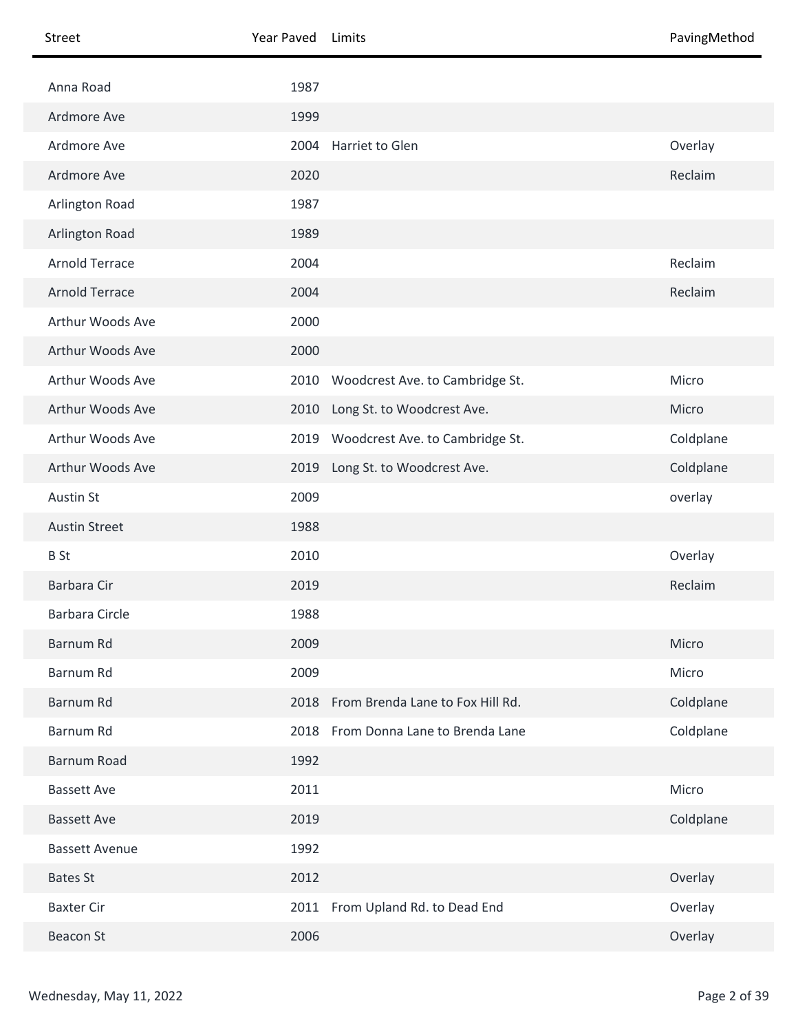| Street | Year Paved | Limits | PavingMethod |
|---|---|---|---|
| Anna Road | 1987 | | |
| Ardmore Ave | 1999 | | |
| Ardmore Ave | 2004 | Harriet to Glen | Overlay |
| Ardmore Ave | 2020 | | Reclaim |
| Arlington Road | 1987 | | |
| Arlington Road | 1989 | | |
| Arnold Terrace | 2004 | | Reclaim |
| Arnold Terrace | 2004 | | Reclaim |
| Arthur Woods Ave | 2000 | | |
| Arthur Woods Ave | 2000 | | |
| Arthur Woods Ave | 2010 | Woodcrest Ave. to Cambridge St. | Micro |
| Arthur Woods Ave | 2010 | Long St. to Woodcrest Ave. | Micro |
| Arthur Woods Ave | 2019 | Woodcrest Ave. to Cambridge St. | Coldplane |
| Arthur Woods Ave | 2019 | Long St. to Woodcrest Ave. | Coldplane |
| Austin St | 2009 | | overlay |
| Austin Street | 1988 | | |
| B St | 2010 | | Overlay |
| Barbara Cir | 2019 | | Reclaim |
| Barbara Circle | 1988 | | |
| Barnum Rd | 2009 | | Micro |
| Barnum Rd | 2009 | | Micro |
| Barnum Rd | 2018 | From Brenda Lane to Fox Hill Rd. | Coldplane |
| Barnum Rd | 2018 | From Donna Lane to Brenda Lane | Coldplane |
| Barnum Road | 1992 | | |
| Bassett Ave | 2011 | | Micro |
| Bassett Ave | 2019 | | Coldplane |
| Bassett Avenue | 1992 | | |
| Bates St | 2012 | | Overlay |
| Baxter Cir | 2011 | From Upland Rd. to Dead End | Overlay |
| Beacon St | 2006 | | Overlay |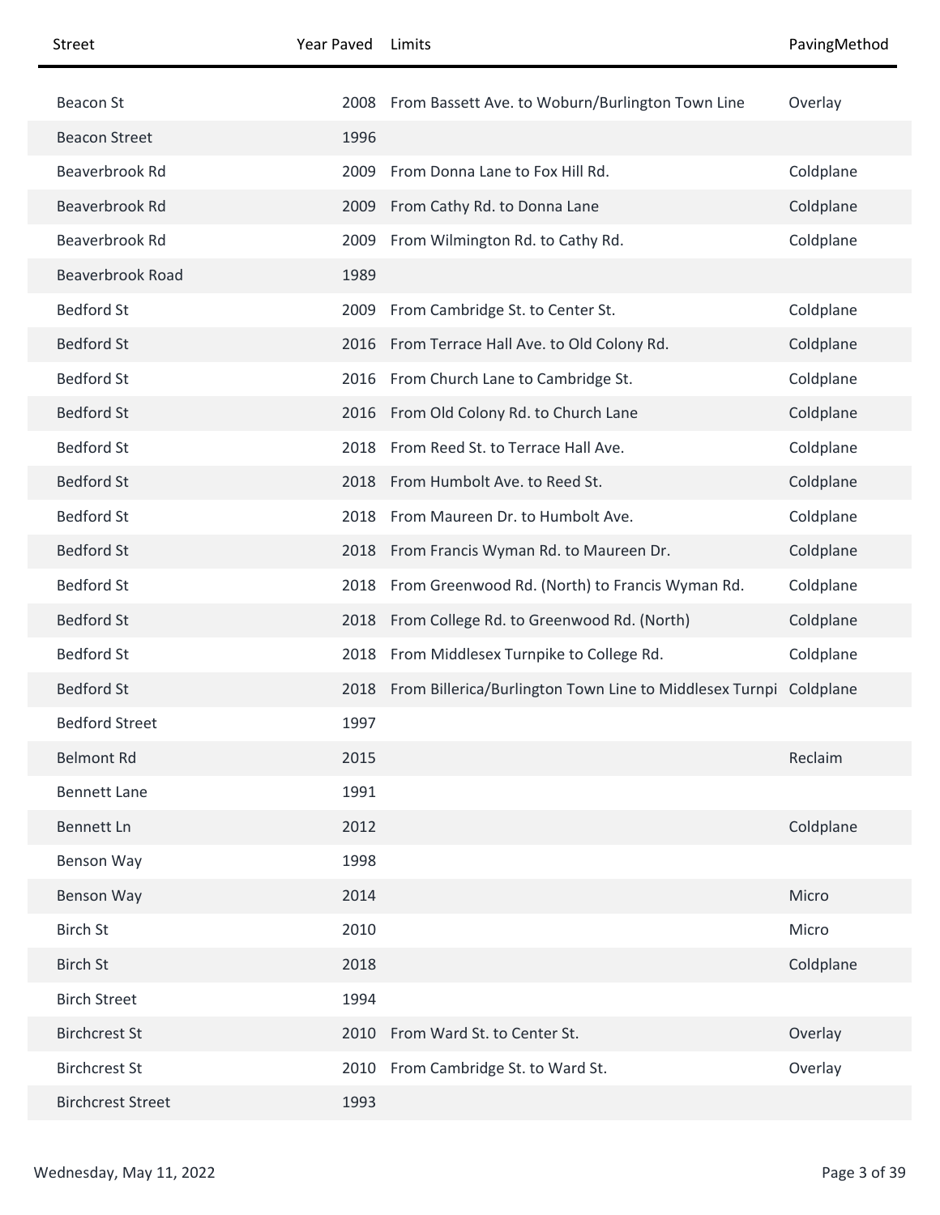| Street | Year Paved | Limits | PavingMethod |
| --- | --- | --- | --- |
| Beacon St | 2008 | From Bassett Ave. to Woburn/Burlington Town Line | Overlay |
| Beacon Street | 1996 | | |
| Beaverbrook Rd | 2009 | From Donna Lane to Fox Hill Rd. | Coldplane |
| Beaverbrook Rd | 2009 | From Cathy Rd. to Donna Lane | Coldplane |
| Beaverbrook Rd | 2009 | From Wilmington Rd. to Cathy Rd. | Coldplane |
| Beaverbrook Road | 1989 | | |
| Bedford St | 2009 | From Cambridge St. to Center St. | Coldplane |
| Bedford St | 2016 | From Terrace Hall Ave. to Old Colony Rd. | Coldplane |
| Bedford St | 2016 | From Church Lane to Cambridge St. | Coldplane |
| Bedford St | 2016 | From Old Colony Rd. to Church Lane | Coldplane |
| Bedford St | 2018 | From Reed St. to Terrace Hall Ave. | Coldplane |
| Bedford St | 2018 | From Humbolt Ave. to Reed St. | Coldplane |
| Bedford St | 2018 | From Maureen Dr. to Humbolt Ave. | Coldplane |
| Bedford St | 2018 | From Francis Wyman Rd. to Maureen Dr. | Coldplane |
| Bedford St | 2018 | From Greenwood Rd. (North) to Francis Wyman Rd. | Coldplane |
| Bedford St | 2018 | From College Rd. to Greenwood Rd. (North) | Coldplane |
| Bedford St | 2018 | From Middlesex Turnpike to College Rd. | Coldplane |
| Bedford St | 2018 | From Billerica/Burlington Town Line to Middlesex Turnpi | Coldplane |
| Bedford Street | 1997 | | |
| Belmont Rd | 2015 | | Reclaim |
| Bennett Lane | 1991 | | |
| Bennett Ln | 2012 | | Coldplane |
| Benson Way | 1998 | | |
| Benson Way | 2014 | | Micro |
| Birch St | 2010 | | Micro |
| Birch St | 2018 | | Coldplane |
| Birch Street | 1994 | | |
| Birchcrest St | 2010 | From Ward St. to Center St. | Overlay |
| Birchcrest St | 2010 | From Cambridge St. to Ward St. | Overlay |
| Birchcrest Street | 1993 | | |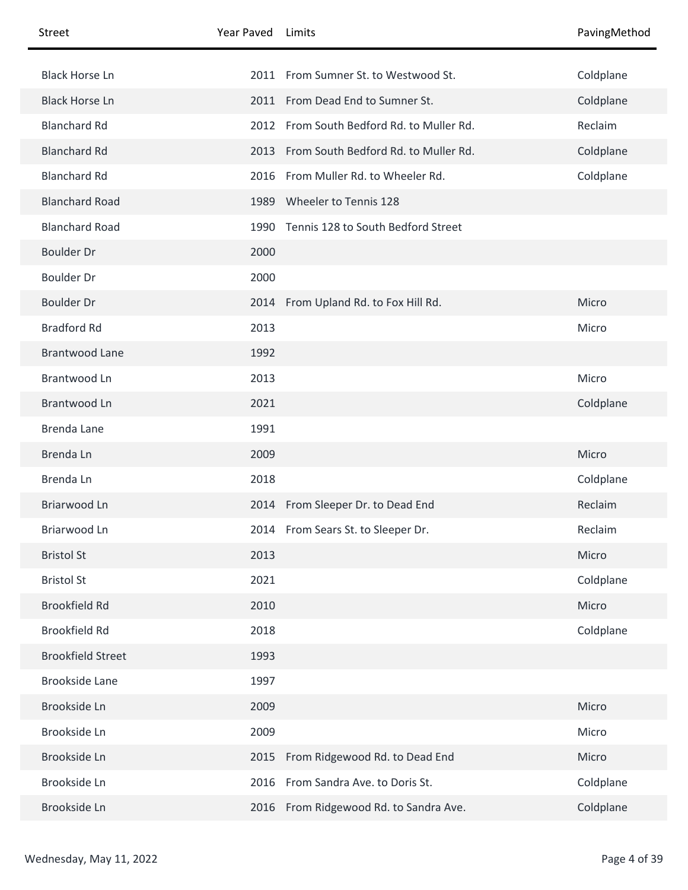| Street | Year Paved | Limits | PavingMethod |
| --- | --- | --- | --- |
| Black Horse Ln | 2011 | From Sumner St. to Westwood St. | Coldplane |
| Black Horse Ln | 2011 | From Dead End to Sumner St. | Coldplane |
| Blanchard Rd | 2012 | From South Bedford Rd. to Muller Rd. | Reclaim |
| Blanchard Rd | 2013 | From South Bedford Rd. to Muller Rd. | Coldplane |
| Blanchard Rd | 2016 | From Muller Rd. to Wheeler Rd. | Coldplane |
| Blanchard Road | 1989 | Wheeler to Tennis 128 | |
| Blanchard Road | 1990 | Tennis 128 to South Bedford Street | |
| Boulder Dr | 2000 | | |
| Boulder Dr | 2000 | | |
| Boulder Dr | 2014 | From Upland Rd. to Fox Hill Rd. | Micro |
| Bradford Rd | 2013 | | Micro |
| Brantwood Lane | 1992 | | |
| Brantwood Ln | 2013 | | Micro |
| Brantwood Ln | 2021 | | Coldplane |
| Brenda Lane | 1991 | | |
| Brenda Ln | 2009 | | Micro |
| Brenda Ln | 2018 | | Coldplane |
| Briarwood Ln | 2014 | From Sleeper Dr. to Dead End | Reclaim |
| Briarwood Ln | 2014 | From Sears St. to Sleeper Dr. | Reclaim |
| Bristol St | 2013 | | Micro |
| Bristol St | 2021 | | Coldplane |
| Brookfield Rd | 2010 | | Micro |
| Brookfield Rd | 2018 | | Coldplane |
| Brookfield Street | 1993 | | |
| Brookside Lane | 1997 | | |
| Brookside Ln | 2009 | | Micro |
| Brookside Ln | 2009 | | Micro |
| Brookside Ln | 2015 | From Ridgewood Rd. to Dead End | Micro |
| Brookside Ln | 2016 | From Sandra Ave. to Doris St. | Coldplane |
| Brookside Ln | 2016 | From Ridgewood Rd. to Sandra Ave. | Coldplane |

Wednesday, May 11, 2022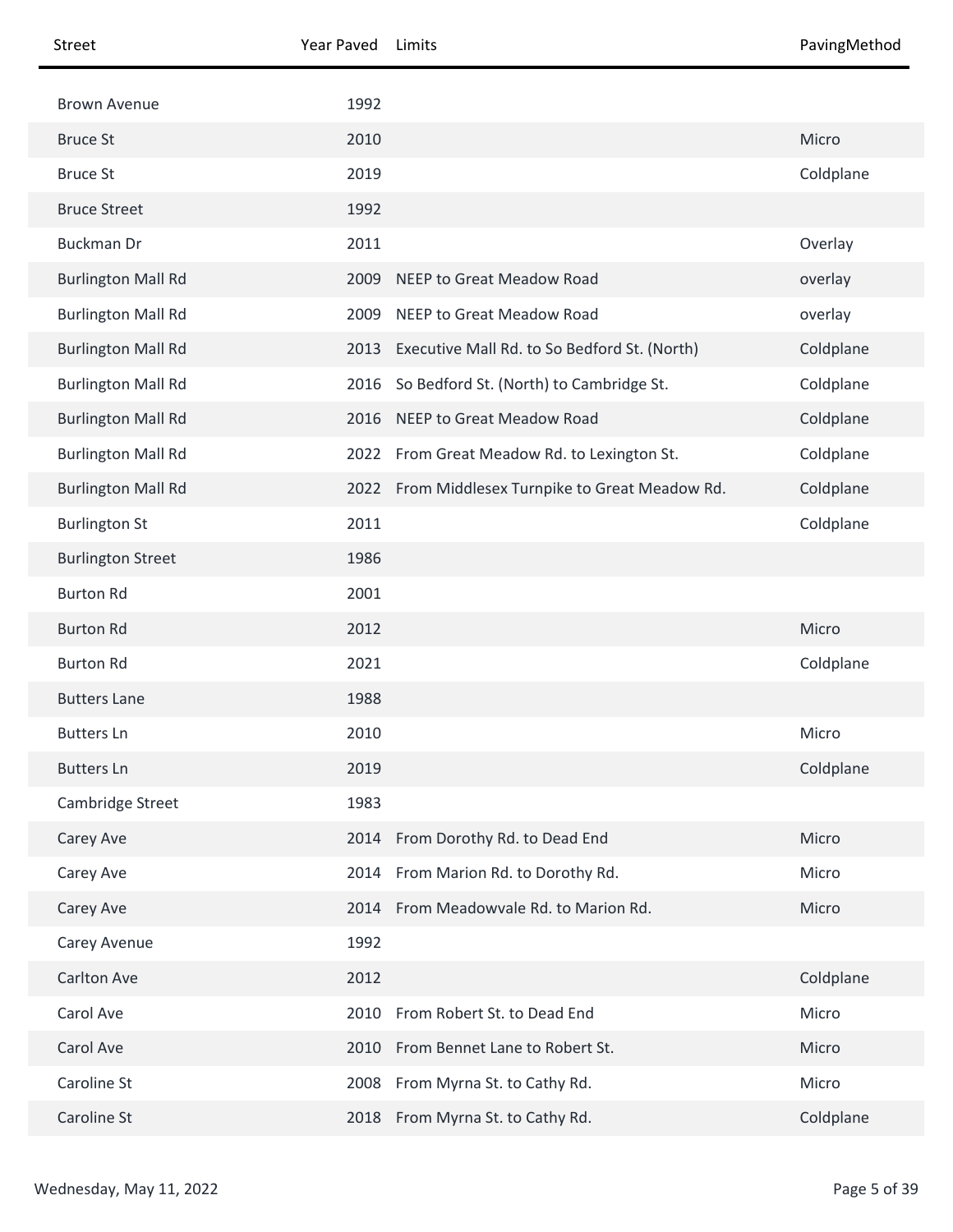| Street | Year Paved | Limits | PavingMethod |
|---|---|---|---|
| Brown Avenue | 1992 | | |
| Bruce St | 2010 | | Micro |
| Bruce St | 2019 | | Coldplane |
| Bruce Street | 1992 | | |
| Buckman Dr | 2011 | | Overlay |
| Burlington Mall Rd | 2009 | NEEP to Great Meadow Road | overlay |
| Burlington Mall Rd | 2009 | NEEP to Great Meadow Road | overlay |
| Burlington Mall Rd | 2013 | Executive Mall Rd. to So Bedford St. (North) | Coldplane |
| Burlington Mall Rd | 2016 | So Bedford St. (North) to Cambridge St. | Coldplane |
| Burlington Mall Rd | 2016 | NEEP to Great Meadow Road | Coldplane |
| Burlington Mall Rd | 2022 | From Great Meadow Rd. to Lexington St. | Coldplane |
| Burlington Mall Rd | 2022 | From Middlesex Turnpike to Great Meadow Rd. | Coldplane |
| Burlington St | 2011 | | Coldplane |
| Burlington Street | 1986 | | |
| Burton Rd | 2001 | | |
| Burton Rd | 2012 | | Micro |
| Burton Rd | 2021 | | Coldplane |
| Butters Lane | 1988 | | |
| Butters Ln | 2010 | | Micro |
| Butters Ln | 2019 | | Coldplane |
| Cambridge Street | 1983 | | |
| Carey Ave | 2014 | From Dorothy Rd. to Dead End | Micro |
| Carey Ave | 2014 | From Marion Rd. to Dorothy Rd. | Micro |
| Carey Ave | 2014 | From Meadowvale Rd. to Marion Rd. | Micro |
| Carey Avenue | 1992 | | |
| Carlton Ave | 2012 | | Coldplane |
| Carol Ave | 2010 | From Robert St. to Dead End | Micro |
| Carol Ave | 2010 | From Bennet Lane to Robert St. | Micro |
| Caroline St | 2008 | From Myrna St. to Cathy Rd. | Micro |
| Caroline St | 2018 | From Myrna St. to Cathy Rd. | Coldplane |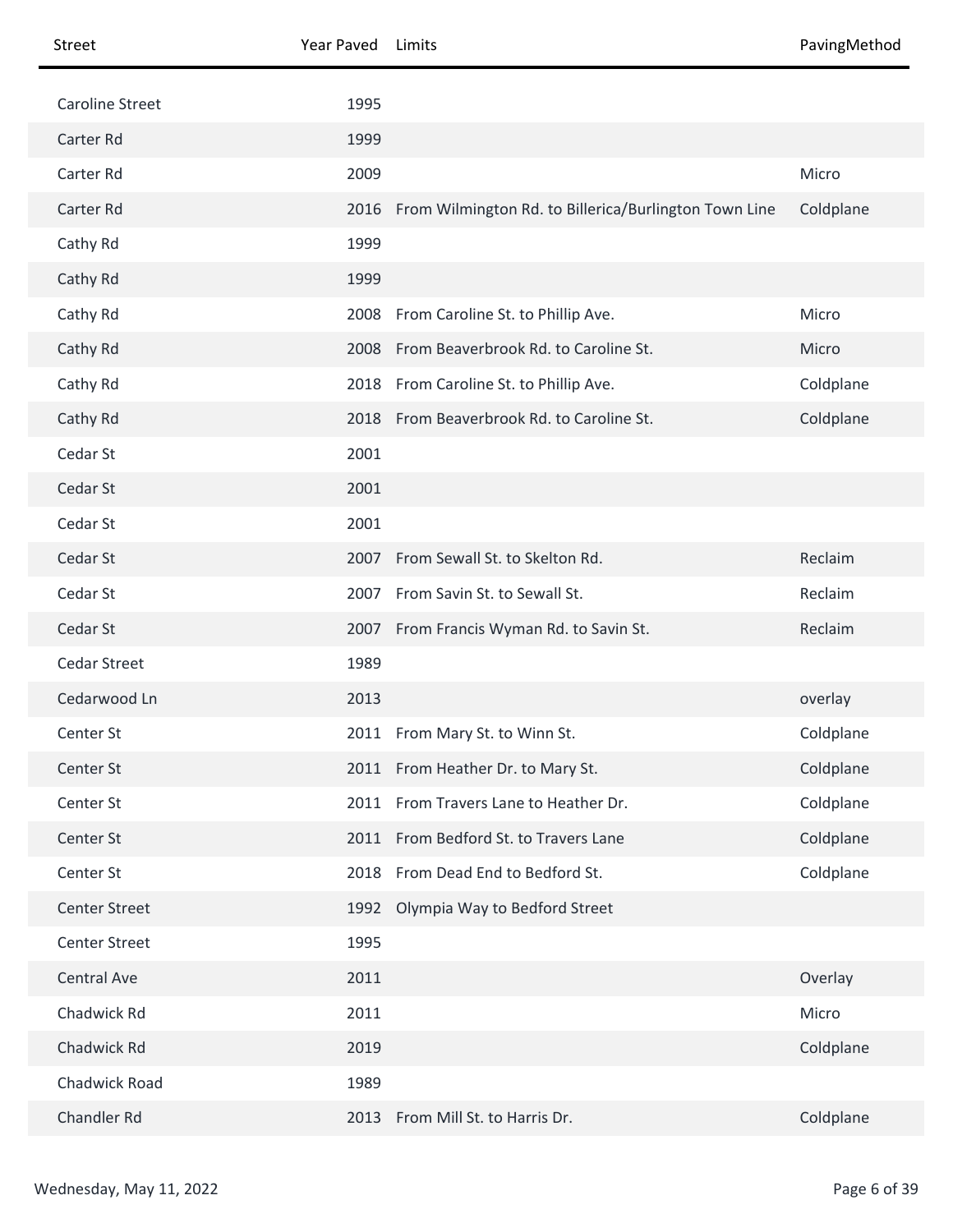| Street | Year Paved | Limits | PavingMethod |
|---|---|---|---|
| Caroline Street | 1995 | | |
| Carter Rd | 1999 | | |
| Carter Rd | 2009 | | Micro |
| Carter Rd | 2016 | From Wilmington Rd. to Billerica/Burlington Town Line | Coldplane |
| Cathy Rd | 1999 | | |
| Cathy Rd | 1999 | | |
| Cathy Rd | 2008 | From Caroline St. to Phillip Ave. | Micro |
| Cathy Rd | 2008 | From Beaverbrook Rd. to Caroline St. | Micro |
| Cathy Rd | 2018 | From Caroline St. to Phillip Ave. | Coldplane |
| Cathy Rd | 2018 | From Beaverbrook Rd. to Caroline St. | Coldplane |
| Cedar St | 2001 | | |
| Cedar St | 2001 | | |
| Cedar St | 2001 | | |
| Cedar St | 2007 | From Sewall St. to Skelton Rd. | Reclaim |
| Cedar St | 2007 | From Savin St. to Sewall St. | Reclaim |
| Cedar St | 2007 | From Francis Wyman Rd. to Savin St. | Reclaim |
| Cedar Street | 1989 | | |
| Cedarwood Ln | 2013 | | overlay |
| Center St | 2011 | From Mary St. to Winn St. | Coldplane |
| Center St | 2011 | From Heather Dr. to Mary St. | Coldplane |
| Center St | 2011 | From Travers Lane to Heather Dr. | Coldplane |
| Center St | 2011 | From Bedford St. to Travers Lane | Coldplane |
| Center St | 2018 | From Dead End to Bedford St. | Coldplane |
| Center Street | 1992 | Olympia Way to Bedford Street | |
| Center Street | 1995 | | |
| Central Ave | 2011 | | Overlay |
| Chadwick Rd | 2011 | | Micro |
| Chadwick Rd | 2019 | | Coldplane |
| Chadwick Road | 1989 | | |
| Chandler Rd | 2013 | From Mill St. to Harris Dr. | Coldplane |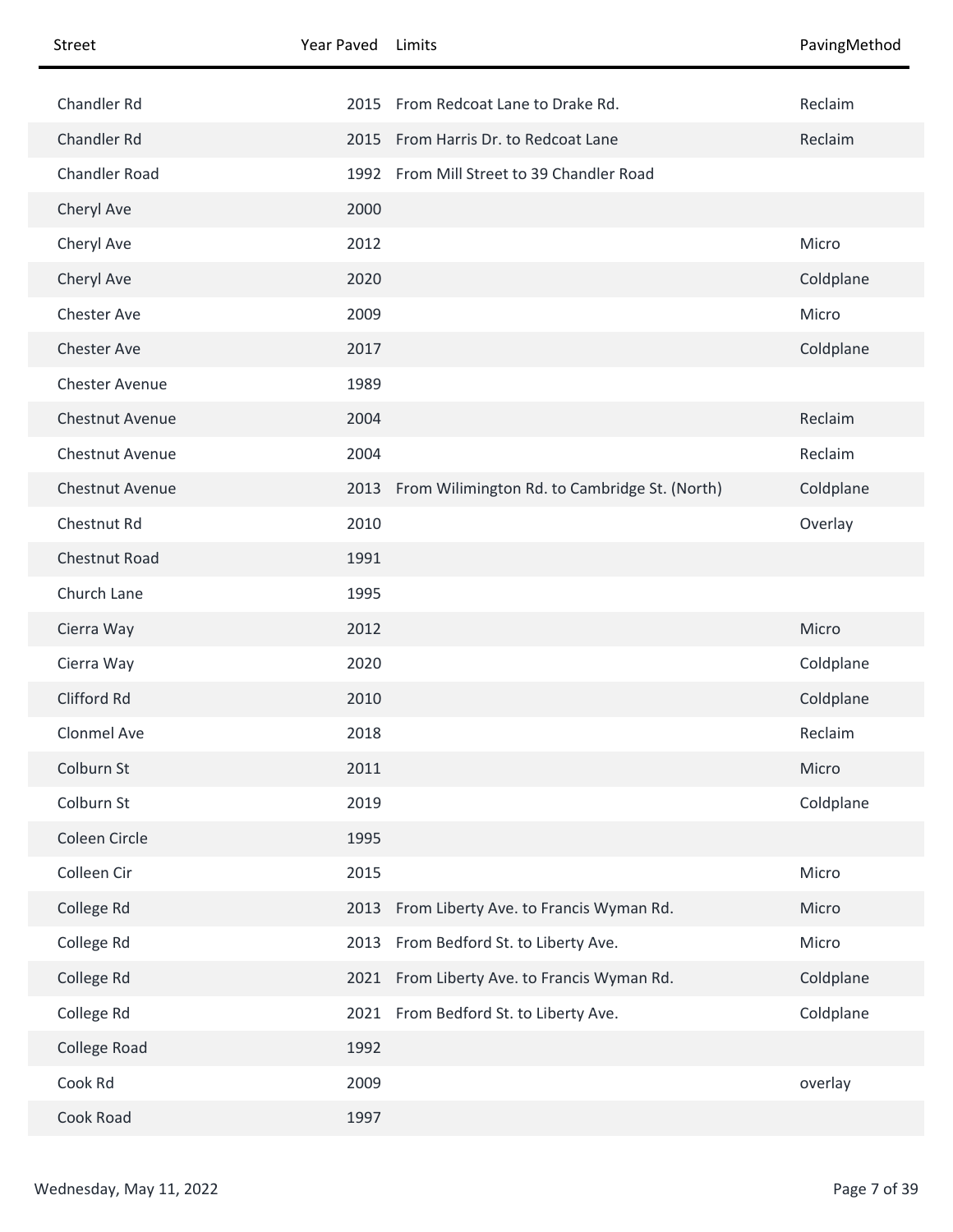| Street | Year Paved | Limits | PavingMethod |
|---|---|---|---|
| Chandler Rd | 2015 | From Redcoat Lane to Drake Rd. | Reclaim |
| Chandler Rd | 2015 | From Harris Dr. to Redcoat Lane | Reclaim |
| Chandler Road | 1992 | From Mill Street to 39 Chandler Road | |
| Cheryl Ave | 2000 | | |
| Cheryl Ave | 2012 | | Micro |
| Cheryl Ave | 2020 | | Coldplane |
| Chester Ave | 2009 | | Micro |
| Chester Ave | 2017 | | Coldplane |
| Chester Avenue | 1989 | | |
| Chestnut Avenue | 2004 | | Reclaim |
| Chestnut Avenue | 2004 | | Reclaim |
| Chestnut Avenue | 2013 | From Wilimington Rd. to Cambridge St. (North) | Coldplane |
| Chestnut Rd | 2010 | | Overlay |
| Chestnut Road | 1991 | | |
| Church Lane | 1995 | | |
| Cierra Way | 2012 | | Micro |
| Cierra Way | 2020 | | Coldplane |
| Clifford Rd | 2010 | | Coldplane |
| Clonmel Ave | 2018 | | Reclaim |
| Colburn St | 2011 | | Micro |
| Colburn St | 2019 | | Coldplane |
| Coleen Circle | 1995 | | |
| Colleen Cir | 2015 | | Micro |
| College Rd | 2013 | From Liberty Ave. to Francis Wyman Rd. | Micro |
| College Rd | 2013 | From Bedford St. to Liberty Ave. | Micro |
| College Rd | 2021 | From Liberty Ave. to Francis Wyman Rd. | Coldplane |
| College Rd | 2021 | From Bedford St. to Liberty Ave. | Coldplane |
| College Road | 1992 | | |
| Cook Rd | 2009 | | overlay |
| Cook Road | 1997 | | |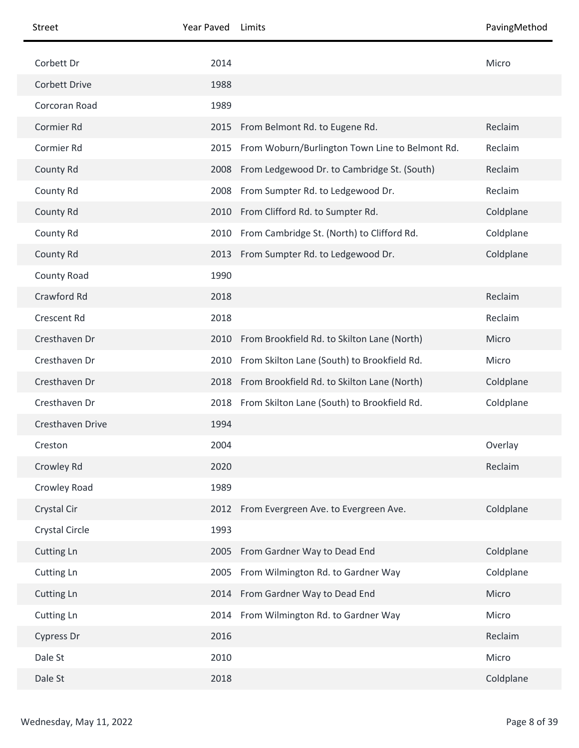| Street | Year Paved | Limits | PavingMethod |
|---|---|---|---|
| Corbett Dr | 2014 | | Micro |
| Corbett Drive | 1988 | | |
| Corcoran Road | 1989 | | |
| Cormier Rd | 2015 | From Belmont Rd. to Eugene Rd. | Reclaim |
| Cormier Rd | 2015 | From Woburn/Burlington Town Line to Belmont Rd. | Reclaim |
| County Rd | 2008 | From Ledgewood Dr. to Cambridge St. (South) | Reclaim |
| County Rd | 2008 | From Sumpter Rd. to Ledgewood Dr. | Reclaim |
| County Rd | 2010 | From Clifford Rd. to Sumpter Rd. | Coldplane |
| County Rd | 2010 | From Cambridge St. (North) to Clifford Rd. | Coldplane |
| County Rd | 2013 | From Sumpter Rd. to Ledgewood Dr. | Coldplane |
| County Road | 1990 | | |
| Crawford Rd | 2018 | | Reclaim |
| Crescent Rd | 2018 | | Reclaim |
| Cresthaven Dr | 2010 | From Brookfield Rd. to Skilton Lane (North) | Micro |
| Cresthaven Dr | 2010 | From Skilton Lane (South) to Brookfield Rd. | Micro |
| Cresthaven Dr | 2018 | From Brookfield Rd. to Skilton Lane (North) | Coldplane |
| Cresthaven Dr | 2018 | From Skilton Lane (South) to Brookfield Rd. | Coldplane |
| Cresthaven Drive | 1994 | | |
| Creston | 2004 | | Overlay |
| Crowley Rd | 2020 | | Reclaim |
| Crowley Road | 1989 | | |
| Crystal Cir | 2012 | From Evergreen Ave. to Evergreen Ave. | Coldplane |
| Crystal Circle | 1993 | | |
| Cutting Ln | 2005 | From Gardner Way to Dead End | Coldplane |
| Cutting Ln | 2005 | From Wilmington Rd. to Gardner Way | Coldplane |
| Cutting Ln | 2014 | From Gardner Way to Dead End | Micro |
| Cutting Ln | 2014 | From Wilmington Rd. to Gardner Way | Micro |
| Cypress Dr | 2016 | | Reclaim |
| Dale St | 2010 | | Micro |
| Dale St | 2018 | | Coldplane |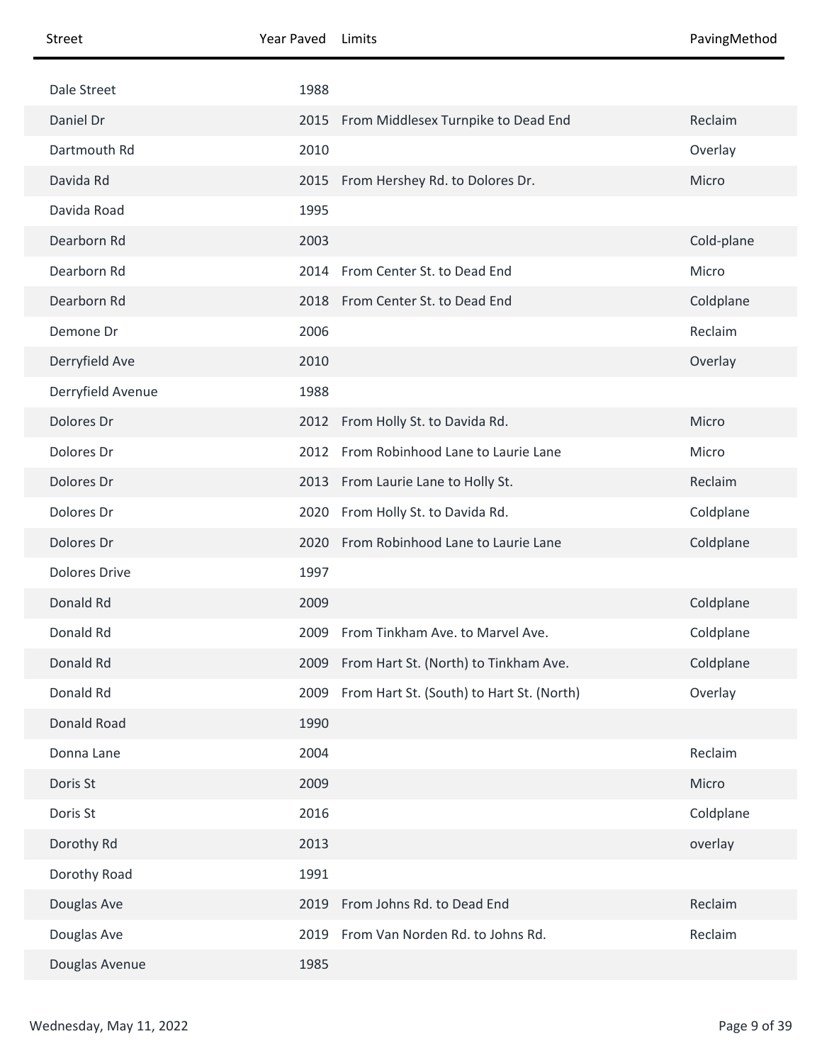| Street | Year Paved | Limits | PavingMethod |
| --- | --- | --- | --- |
| Dale Street | 1988 | | |
| Daniel Dr | 2015 | From Middlesex Turnpike to Dead End | Reclaim |
| Dartmouth Rd | 2010 | | Overlay |
| Davida Rd | 2015 | From Hershey Rd. to Dolores Dr. | Micro |
| Davida Road | 1995 | | |
| Dearborn Rd | 2003 | | Cold-plane |
| Dearborn Rd | 2014 | From Center St. to Dead End | Micro |
| Dearborn Rd | 2018 | From Center St. to Dead End | Coldplane |
| Demone Dr | 2006 | | Reclaim |
| Derryfield Ave | 2010 | | Overlay |
| Derryfield Avenue | 1988 | | |
| Dolores Dr | 2012 | From Holly St. to Davida Rd. | Micro |
| Dolores Dr | 2012 | From Robinhood Lane to Laurie Lane | Micro |
| Dolores Dr | 2013 | From Laurie Lane to Holly St. | Reclaim |
| Dolores Dr | 2020 | From Holly St. to Davida Rd. | Coldplane |
| Dolores Dr | 2020 | From Robinhood Lane to Laurie Lane | Coldplane |
| Dolores Drive | 1997 | | |
| Donald Rd | 2009 | | Coldplane |
| Donald Rd | 2009 | From Tinkham Ave. to Marvel Ave. | Coldplane |
| Donald Rd | 2009 | From Hart St. (North) to Tinkham Ave. | Coldplane |
| Donald Rd | 2009 | From Hart St. (South) to Hart St. (North) | Overlay |
| Donald Road | 1990 | | |
| Donna Lane | 2004 | | Reclaim |
| Doris St | 2009 | | Micro |
| Doris St | 2016 | | Coldplane |
| Dorothy Rd | 2013 | | overlay |
| Dorothy Road | 1991 | | |
| Douglas Ave | 2019 | From Johns Rd. to Dead End | Reclaim |
| Douglas Ave | 2019 | From Van Norden Rd. to Johns Rd. | Reclaim |
| Douglas Avenue | 1985 | | |

Wednesday, May 11, 2022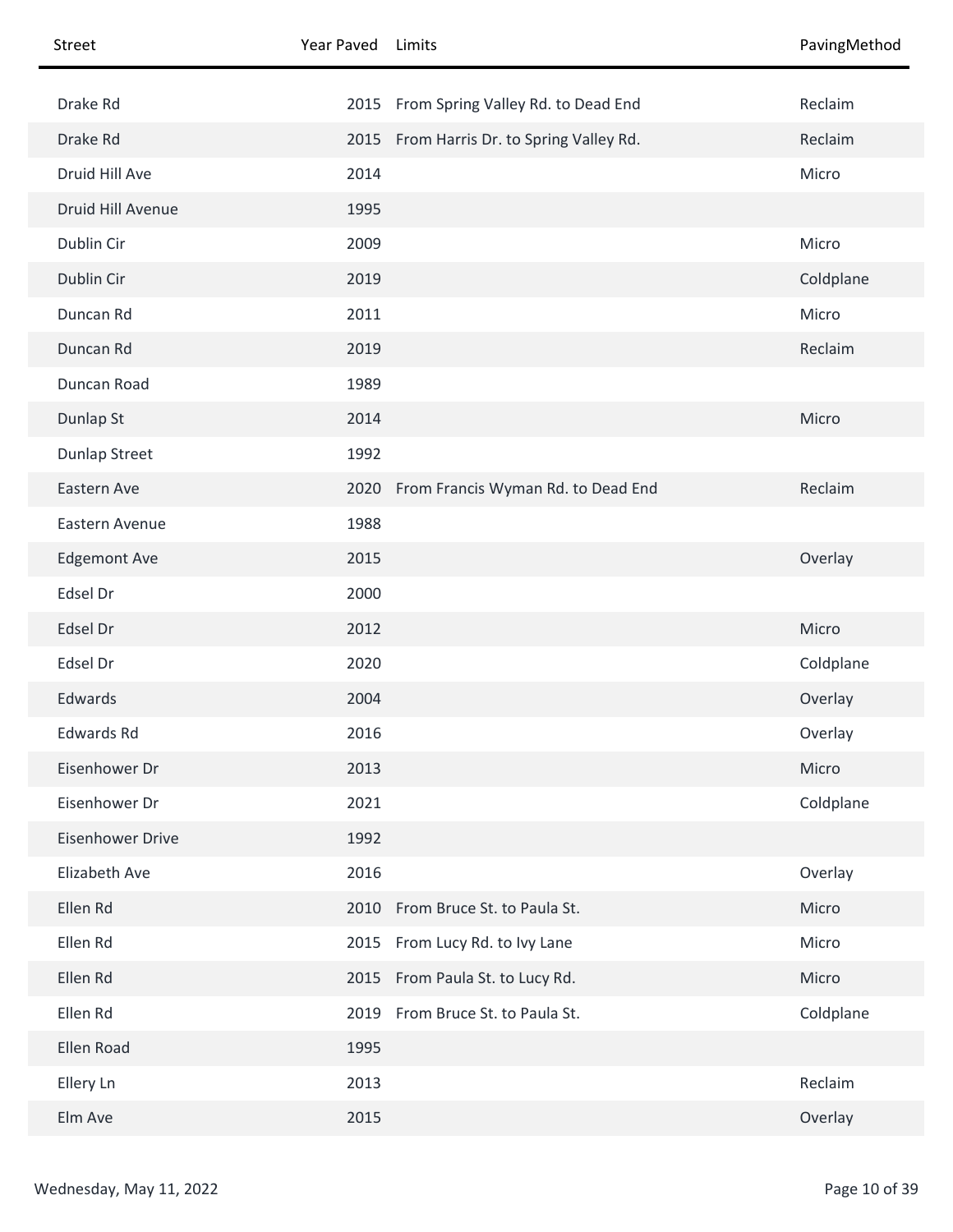| Street | Year Paved | Limits | PavingMethod |
|---|---|---|---|
| Drake Rd | 2015 | From Spring Valley Rd. to Dead End | Reclaim |
| Drake Rd | 2015 | From Harris Dr. to Spring Valley Rd. | Reclaim |
| Druid Hill Ave | 2014 | | Micro |
| Druid Hill Avenue | 1995 | | |
| Dublin Cir | 2009 | | Micro |
| Dublin Cir | 2019 | | Coldplane |
| Duncan Rd | 2011 | | Micro |
| Duncan Rd | 2019 | | Reclaim |
| Duncan Road | 1989 | | |
| Dunlap St | 2014 | | Micro |
| Dunlap Street | 1992 | | |
| Eastern Ave | 2020 | From Francis Wyman Rd. to Dead End | Reclaim |
| Eastern Avenue | 1988 | | |
| Edgemont Ave | 2015 | | Overlay |
| Edsel Dr | 2000 | | |
| Edsel Dr | 2012 | | Micro |
| Edsel Dr | 2020 | | Coldplane |
| Edwards | 2004 | | Overlay |
| Edwards Rd | 2016 | | Overlay |
| Eisenhower Dr | 2013 | | Micro |
| Eisenhower Dr | 2021 | | Coldplane |
| Eisenhower Drive | 1992 | | |
| Elizabeth Ave | 2016 | | Overlay |
| Ellen Rd | 2010 | From Bruce St. to Paula St. | Micro |
| Ellen Rd | 2015 | From Lucy Rd. to Ivy Lane | Micro |
| Ellen Rd | 2015 | From Paula St. to Lucy Rd. | Micro |
| Ellen Rd | 2019 | From Bruce St. to Paula St. | Coldplane |
| Ellen Road | 1995 | | |
| Ellery Ln | 2013 | | Reclaim |
| Elm Ave | 2015 | | Overlay |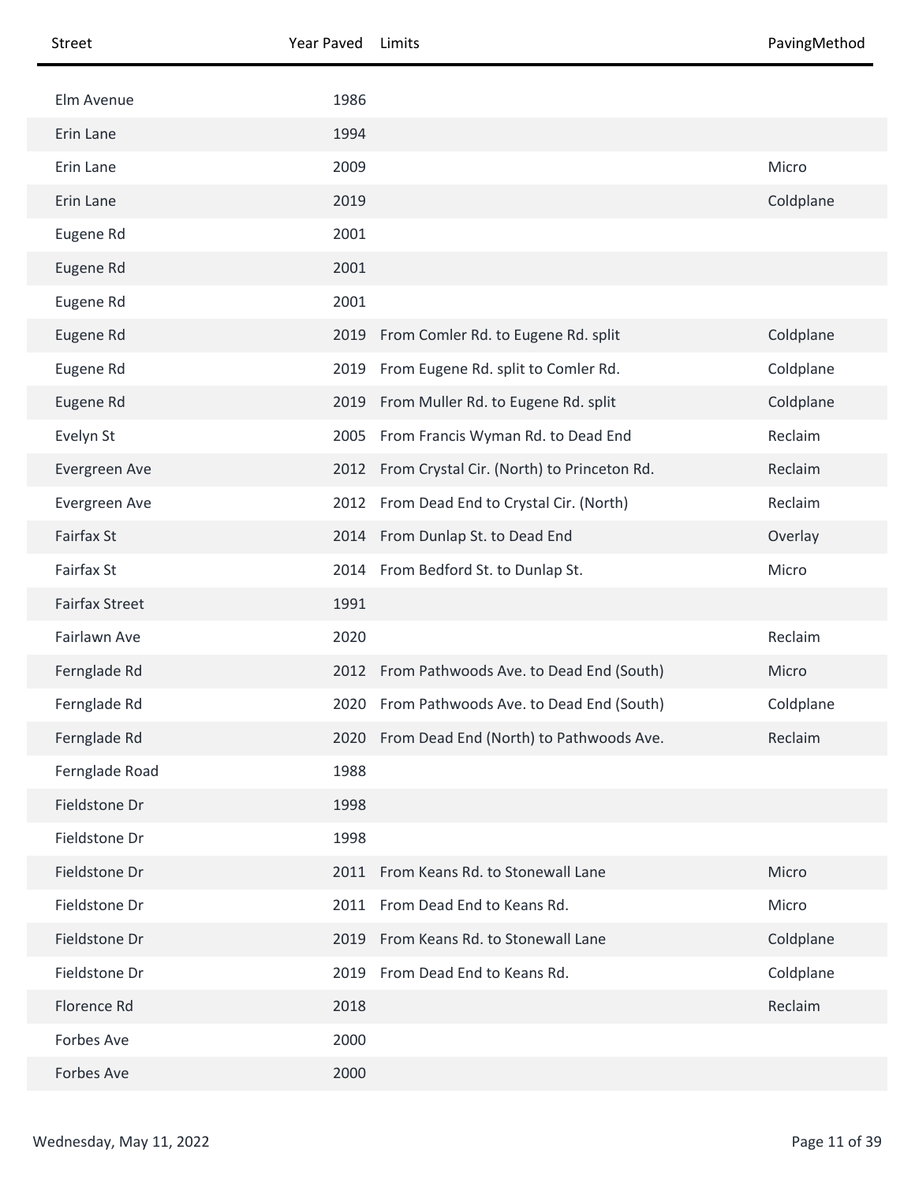| Street | Year Paved | Limits | PavingMethod |
|---|---|---|---|
| Elm Avenue | 1986 | | |
| Erin Lane | 1994 | | |
| Erin Lane | 2009 | | Micro |
| Erin Lane | 2019 | | Coldplane |
| Eugene Rd | 2001 | | |
| Eugene Rd | 2001 | | |
| Eugene Rd | 2001 | | |
| Eugene Rd | 2019 | From Comler Rd. to Eugene Rd. split | Coldplane |
| Eugene Rd | 2019 | From Eugene Rd. split to Comler Rd. | Coldplane |
| Eugene Rd | 2019 | From Muller Rd. to Eugene Rd. split | Coldplane |
| Evelyn St | 2005 | From Francis Wyman Rd. to Dead End | Reclaim |
| Evergreen Ave | 2012 | From Crystal Cir. (North) to Princeton Rd. | Reclaim |
| Evergreen Ave | 2012 | From Dead End to Crystal Cir. (North) | Reclaim |
| Fairfax St | 2014 | From Dunlap St. to Dead End | Overlay |
| Fairfax St | 2014 | From Bedford St. to Dunlap St. | Micro |
| Fairfax Street | 1991 | | |
| Fairlawn Ave | 2020 | | Reclaim |
| Fernglade Rd | 2012 | From Pathwoods Ave. to Dead End (South) | Micro |
| Fernglade Rd | 2020 | From Pathwoods Ave. to Dead End (South) | Coldplane |
| Fernglade Rd | 2020 | From Dead End (North) to Pathwoods Ave. | Reclaim |
| Fernglade Road | 1988 | | |
| Fieldstone Dr | 1998 | | |
| Fieldstone Dr | 1998 | | |
| Fieldstone Dr | 2011 | From Keans Rd. to Stonewall Lane | Micro |
| Fieldstone Dr | 2011 | From Dead End to Keans Rd. | Micro |
| Fieldstone Dr | 2019 | From Keans Rd. to Stonewall Lane | Coldplane |
| Fieldstone Dr | 2019 | From Dead End to Keans Rd. | Coldplane |
| Florence Rd | 2018 | | Reclaim |
| Forbes Ave | 2000 | | |
| Forbes Ave | 2000 | | |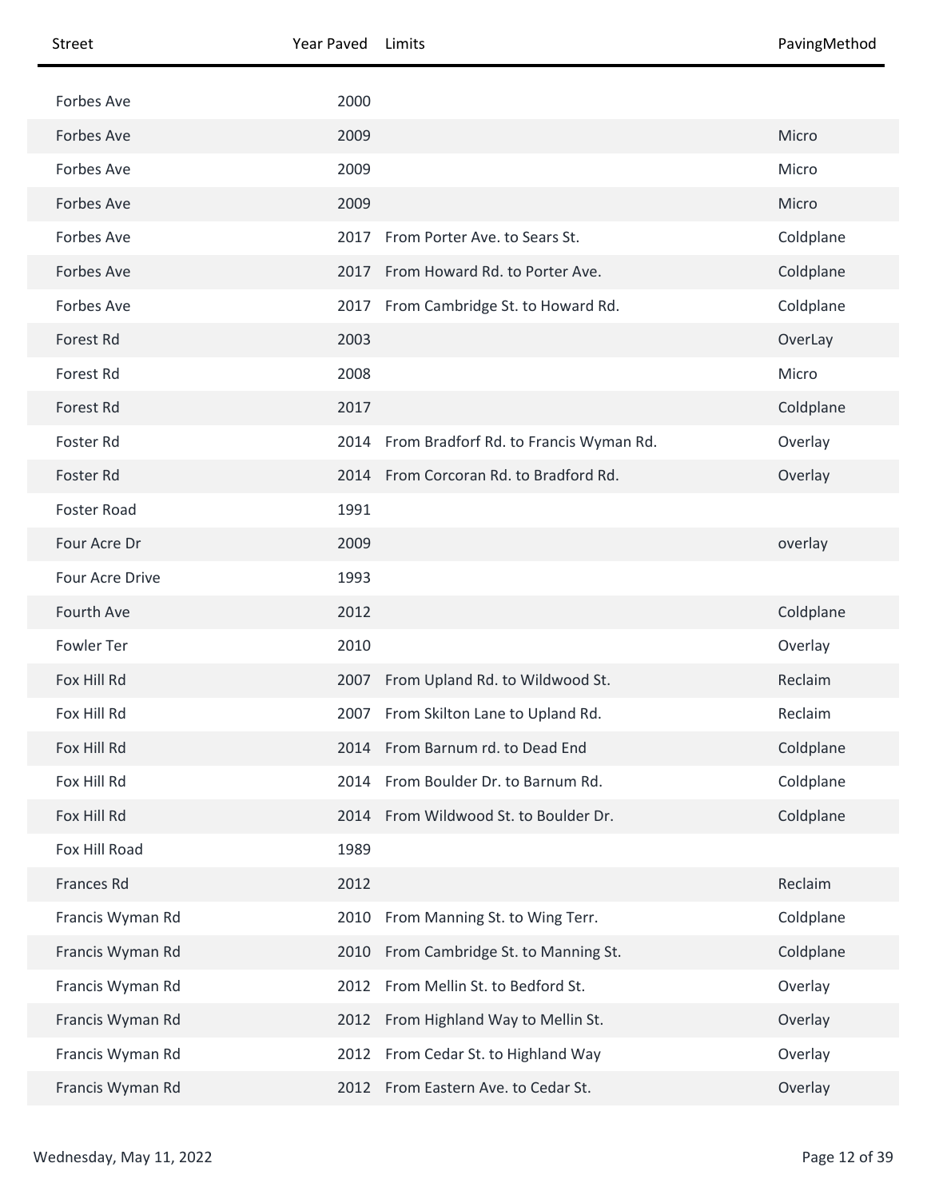| Street | Year Paved | Limits | PavingMethod |
|---|---|---|---|
| Forbes Ave | 2000 | | |
| Forbes Ave | 2009 | | Micro |
| Forbes Ave | 2009 | | Micro |
| Forbes Ave | 2009 | | Micro |
| Forbes Ave | 2017 | From Porter Ave. to Sears St. | Coldplane |
| Forbes Ave | 2017 | From Howard Rd. to Porter Ave. | Coldplane |
| Forbes Ave | 2017 | From Cambridge St. to Howard Rd. | Coldplane |
| Forest Rd | 2003 | | OverLay |
| Forest Rd | 2008 | | Micro |
| Forest Rd | 2017 | | Coldplane |
| Foster Rd | 2014 | From Bradforf Rd. to Francis Wyman Rd. | Overlay |
| Foster Rd | 2014 | From Corcoran Rd. to Bradford Rd. | Overlay |
| Foster Road | 1991 | | |
| Four Acre Dr | 2009 | | overlay |
| Four Acre Drive | 1993 | | |
| Fourth Ave | 2012 | | Coldplane |
| Fowler Ter | 2010 | | Overlay |
| Fox Hill Rd | 2007 | From Upland Rd. to Wildwood St. | Reclaim |
| Fox Hill Rd | 2007 | From Skilton Lane to Upland Rd. | Reclaim |
| Fox Hill Rd | 2014 | From Barnum rd. to Dead End | Coldplane |
| Fox Hill Rd | 2014 | From Boulder Dr. to Barnum Rd. | Coldplane |
| Fox Hill Rd | 2014 | From Wildwood St. to Boulder Dr. | Coldplane |
| Fox Hill Road | 1989 | | |
| Frances Rd | 2012 | | Reclaim |
| Francis Wyman Rd | 2010 | From Manning St. to Wing Terr. | Coldplane |
| Francis Wyman Rd | 2010 | From Cambridge St. to Manning St. | Coldplane |
| Francis Wyman Rd | 2012 | From Mellin St. to Bedford St. | Overlay |
| Francis Wyman Rd | 2012 | From Highland Way to Mellin St. | Overlay |
| Francis Wyman Rd | 2012 | From Cedar St. to Highland Way | Overlay |
| Francis Wyman Rd | 2012 | From Eastern Ave. to Cedar St. | Overlay |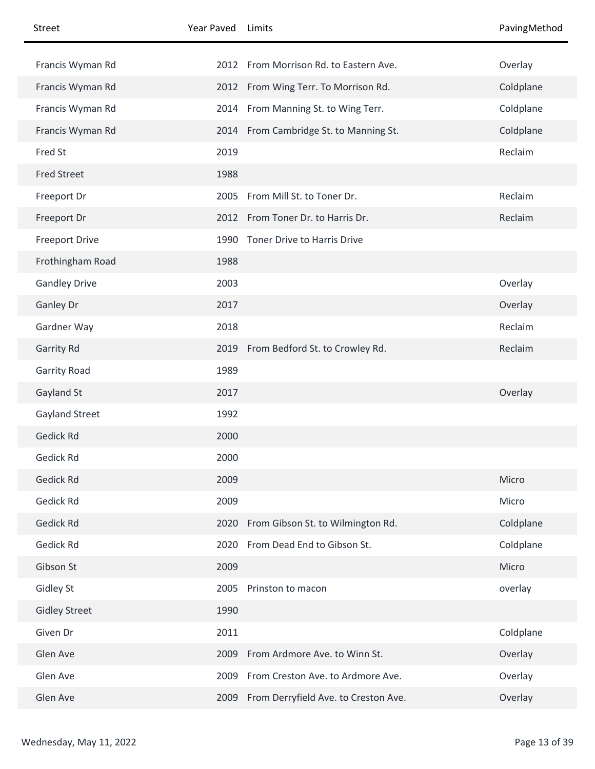| Street | Year Paved | Limits | PavingMethod |
|---|---|---|---|
| Francis Wyman Rd | 2012 | From Morrison Rd. to Eastern Ave. | Overlay |
| Francis Wyman Rd | 2012 | From Wing Terr. To Morrison Rd. | Coldplane |
| Francis Wyman Rd | 2014 | From Manning St. to Wing Terr. | Coldplane |
| Francis Wyman Rd | 2014 | From Cambridge St. to Manning St. | Coldplane |
| Fred St | 2019 | | Reclaim |
| Fred Street | 1988 | | |
| Freeport Dr | 2005 | From Mill St. to Toner Dr. | Reclaim |
| Freeport Dr | 2012 | From Toner Dr. to Harris Dr. | Reclaim |
| Freeport Drive | 1990 | Toner Drive to Harris Drive | |
| Frothingham Road | 1988 | | |
| Gandley Drive | 2003 | | Overlay |
| Ganley Dr | 2017 | | Overlay |
| Gardner Way | 2018 | | Reclaim |
| Garrity Rd | 2019 | From Bedford St. to Crowley Rd. | Reclaim |
| Garrity Road | 1989 | | |
| Gayland St | 2017 | | Overlay |
| Gayland Street | 1992 | | |
| Gedick Rd | 2000 | | |
| Gedick Rd | 2000 | | |
| Gedick Rd | 2009 | | Micro |
| Gedick Rd | 2009 | | Micro |
| Gedick Rd | 2020 | From Gibson St. to Wilmington Rd. | Coldplane |
| Gedick Rd | 2020 | From Dead End to Gibson St. | Coldplane |
| Gibson St | 2009 | | Micro |
| Gidley St | 2005 | Prinston to macon | overlay |
| Gidley Street | 1990 | | |
| Given Dr | 2011 | | Coldplane |
| Glen Ave | 2009 | From Ardmore Ave. to Winn St. | Overlay |
| Glen Ave | 2009 | From Creston Ave. to Ardmore Ave. | Overlay |
| Glen Ave | 2009 | From Derryfield Ave. to Creston Ave. | Overlay |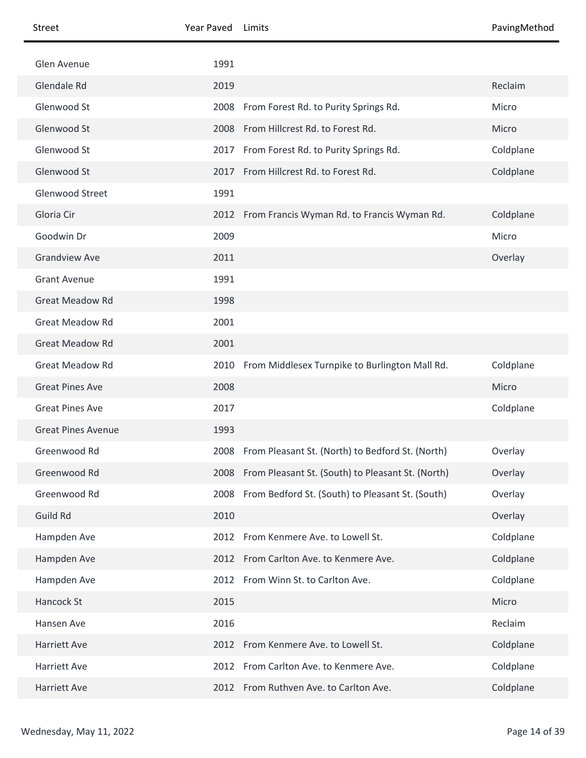| Street | Year Paved | Limits | PavingMethod |
|---|---|---|---|
| Glen Avenue | 1991 | | |
| Glendale Rd | 2019 | | Reclaim |
| Glenwood St | 2008 | From Forest Rd. to Purity Springs Rd. | Micro |
| Glenwood St | 2008 | From Hillcrest Rd. to Forest Rd. | Micro |
| Glenwood St | 2017 | From Forest Rd. to Purity Springs Rd. | Coldplane |
| Glenwood St | 2017 | From Hillcrest Rd. to Forest Rd. | Coldplane |
| Glenwood Street | 1991 | | |
| Gloria Cir | 2012 | From Francis Wyman Rd. to Francis Wyman Rd. | Coldplane |
| Goodwin Dr | 2009 | | Micro |
| Grandview Ave | 2011 | | Overlay |
| Grant Avenue | 1991 | | |
| Great Meadow Rd | 1998 | | |
| Great Meadow Rd | 2001 | | |
| Great Meadow Rd | 2001 | | |
| Great Meadow Rd | 2010 | From Middlesex Turnpike to Burlington Mall Rd. | Coldplane |
| Great Pines Ave | 2008 | | Micro |
| Great Pines Ave | 2017 | | Coldplane |
| Great Pines Avenue | 1993 | | |
| Greenwood Rd | 2008 | From Pleasant St. (North) to Bedford St. (North) | Overlay |
| Greenwood Rd | 2008 | From Pleasant St. (South) to Pleasant St. (North) | Overlay |
| Greenwood Rd | 2008 | From Bedford St. (South) to Pleasant St. (South) | Overlay |
| Guild Rd | 2010 | | Overlay |
| Hampden Ave | 2012 | From Kenmere Ave. to Lowell St. | Coldplane |
| Hampden Ave | 2012 | From Carlton Ave. to Kenmere Ave. | Coldplane |
| Hampden Ave | 2012 | From Winn St. to Carlton Ave. | Coldplane |
| Hancock St | 2015 | | Micro |
| Hansen Ave | 2016 | | Reclaim |
| Harriett Ave | 2012 | From Kenmere Ave. to Lowell St. | Coldplane |
| Harriett Ave | 2012 | From Carlton Ave. to Kenmere Ave. | Coldplane |
| Harriett Ave | 2012 | From Ruthven Ave. to Carlton Ave. | Coldplane |

Wednesday, May 11, 2022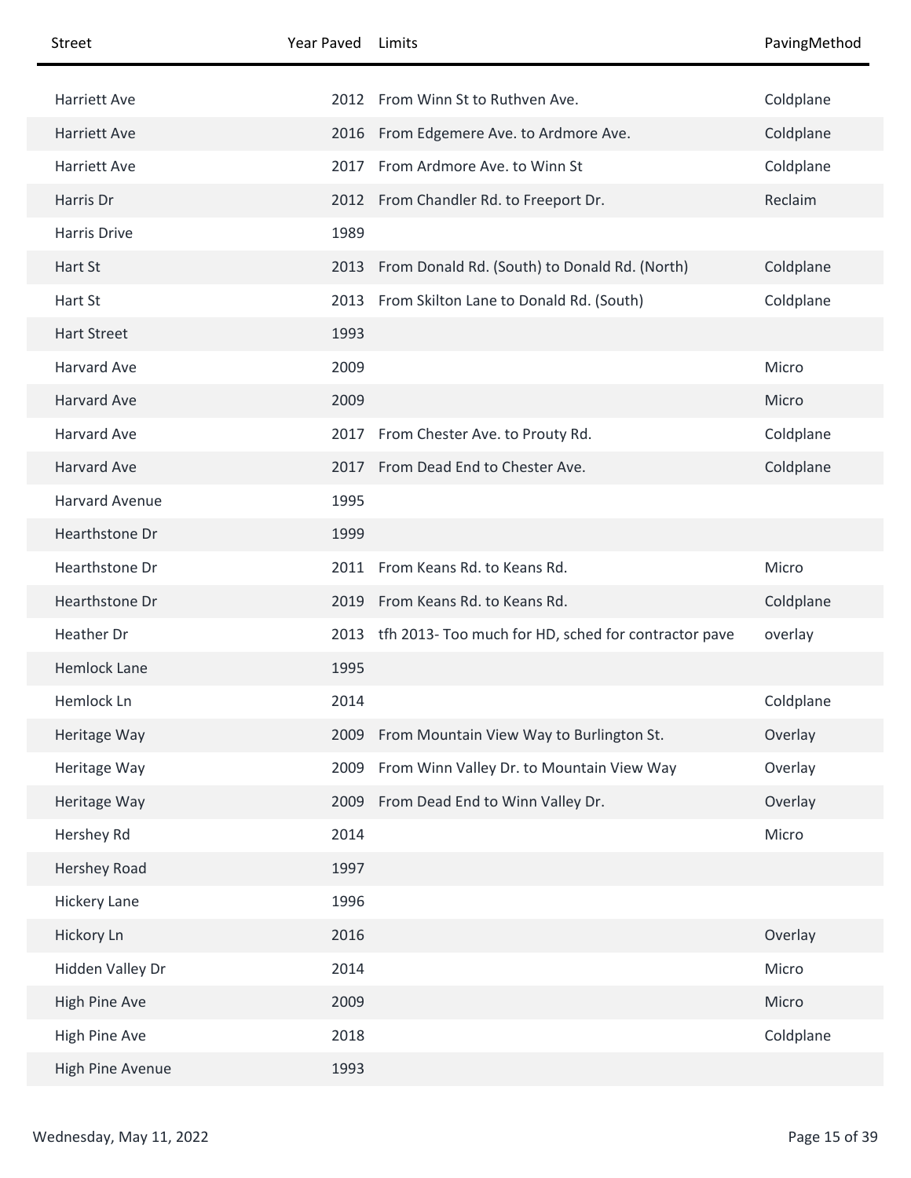| Street | Year Paved | Limits | PavingMethod |
|---|---|---|---|
| Harriett Ave | 2012 | From Winn St to Ruthven Ave. | Coldplane |
| Harriett Ave | 2016 | From Edgemere Ave. to Ardmore Ave. | Coldplane |
| Harriett Ave | 2017 | From Ardmore Ave. to Winn St | Coldplane |
| Harris Dr | 2012 | From Chandler Rd. to Freeport Dr. | Reclaim |
| Harris Drive | 1989 | | |
| Hart St | 2013 | From Donald Rd. (South) to Donald Rd. (North) | Coldplane |
| Hart St | 2013 | From Skilton Lane to Donald Rd. (South) | Coldplane |
| Hart Street | 1993 | | |
| Harvard Ave | 2009 | | Micro |
| Harvard Ave | 2009 | | Micro |
| Harvard Ave | 2017 | From Chester Ave. to Prouty Rd. | Coldplane |
| Harvard Ave | 2017 | From Dead End to Chester Ave. | Coldplane |
| Harvard Avenue | 1995 | | |
| Hearthstone Dr | 1999 | | |
| Hearthstone Dr | 2011 | From Keans Rd. to Keans Rd. | Micro |
| Hearthstone Dr | 2019 | From Keans Rd. to Keans Rd. | Coldplane |
| Heather Dr | 2013 | tfh 2013- Too much for HD, sched for contractor pave | overlay |
| Hemlock Lane | 1995 | | |
| Hemlock Ln | 2014 | | Coldplane |
| Heritage Way | 2009 | From Mountain View Way to Burlington St. | Overlay |
| Heritage Way | 2009 | From Winn Valley Dr. to Mountain View Way | Overlay |
| Heritage Way | 2009 | From Dead End to Winn Valley Dr. | Overlay |
| Hershey Rd | 2014 | | Micro |
| Hershey Road | 1997 | | |
| Hickery Lane | 1996 | | |
| Hickory Ln | 2016 | | Overlay |
| Hidden Valley Dr | 2014 | | Micro |
| High Pine Ave | 2009 | | Micro |
| High Pine Ave | 2018 | | Coldplane |
| High Pine Avenue | 1993 | | |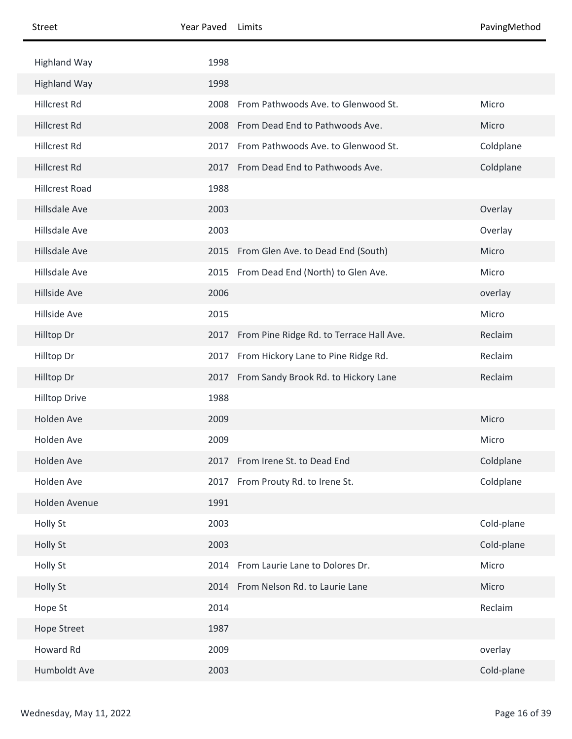| Street | Year Paved | Limits | PavingMethod |
|---|---|---|---|
| Highland Way | 1998 | | |
| Highland Way | 1998 | | |
| Hillcrest Rd | 2008 | From Pathwoods Ave. to Glenwood St. | Micro |
| Hillcrest Rd | 2008 | From Dead End to Pathwoods Ave. | Micro |
| Hillcrest Rd | 2017 | From Pathwoods Ave. to Glenwood St. | Coldplane |
| Hillcrest Rd | 2017 | From Dead End to Pathwoods Ave. | Coldplane |
| Hillcrest Road | 1988 | | |
| Hillsdale Ave | 2003 | | Overlay |
| Hillsdale Ave | 2003 | | Overlay |
| Hillsdale Ave | 2015 | From Glen Ave. to Dead End (South) | Micro |
| Hillsdale Ave | 2015 | From Dead End (North) to Glen Ave. | Micro |
| Hillside Ave | 2006 | | overlay |
| Hillside Ave | 2015 | | Micro |
| Hilltop Dr | 2017 | From Pine Ridge Rd. to Terrace Hall Ave. | Reclaim |
| Hilltop Dr | 2017 | From Hickory Lane to Pine Ridge Rd. | Reclaim |
| Hilltop Dr | 2017 | From Sandy Brook Rd. to Hickory Lane | Reclaim |
| Hilltop Drive | 1988 | | |
| Holden Ave | 2009 | | Micro |
| Holden Ave | 2009 | | Micro |
| Holden Ave | 2017 | From Irene St. to Dead End | Coldplane |
| Holden Ave | 2017 | From Prouty Rd. to Irene St. | Coldplane |
| Holden Avenue | 1991 | | |
| Holly St | 2003 | | Cold-plane |
| Holly St | 2003 | | Cold-plane |
| Holly St | 2014 | From Laurie Lane to Dolores Dr. | Micro |
| Holly St | 2014 | From Nelson Rd. to Laurie Lane | Micro |
| Hope St | 2014 | | Reclaim |
| Hope Street | 1987 | | |
| Howard Rd | 2009 | | overlay |
| Humboldt Ave | 2003 | | Cold-plane |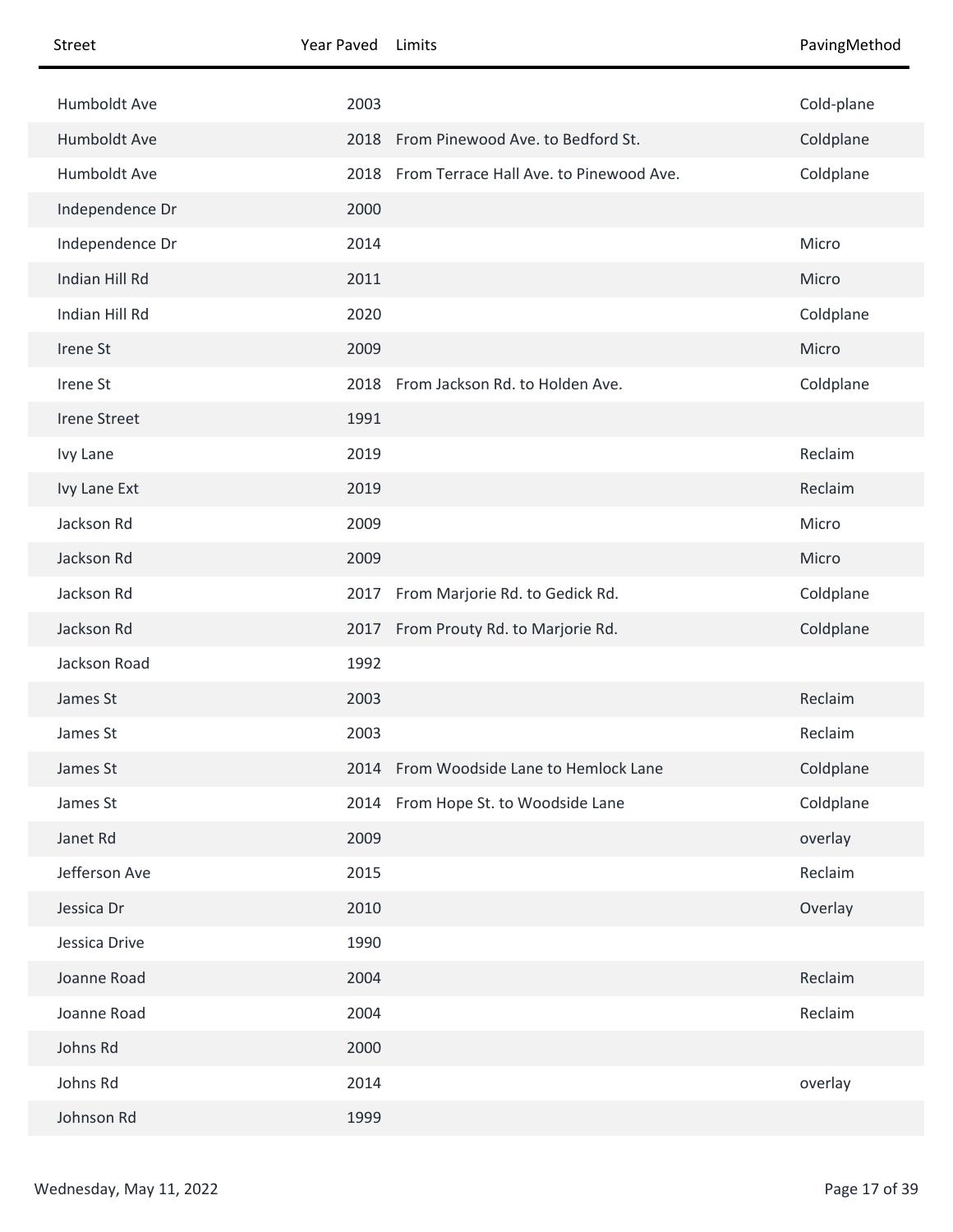| Street | Year Paved | Limits | PavingMethod |
|---|---|---|---|
| Humboldt Ave | 2003 | | Cold-plane |
| Humboldt Ave | 2018 | From Pinewood Ave. to Bedford St. | Coldplane |
| Humboldt Ave | 2018 | From Terrace Hall Ave. to Pinewood Ave. | Coldplane |
| Independence Dr | 2000 | | |
| Independence Dr | 2014 | | Micro |
| Indian Hill Rd | 2011 | | Micro |
| Indian Hill Rd | 2020 | | Coldplane |
| Irene St | 2009 | | Micro |
| Irene St | 2018 | From Jackson Rd. to Holden Ave. | Coldplane |
| Irene Street | 1991 | | |
| Ivy Lane | 2019 | | Reclaim |
| Ivy Lane Ext | 2019 | | Reclaim |
| Jackson Rd | 2009 | | Micro |
| Jackson Rd | 2009 | | Micro |
| Jackson Rd | 2017 | From Marjorie Rd. to Gedick Rd. | Coldplane |
| Jackson Rd | 2017 | From Prouty Rd. to Marjorie Rd. | Coldplane |
| Jackson Road | 1992 | | |
| James St | 2003 | | Reclaim |
| James St | 2003 | | Reclaim |
| James St | 2014 | From Woodside Lane to Hemlock Lane | Coldplane |
| James St | 2014 | From Hope St. to Woodside Lane | Coldplane |
| Janet Rd | 2009 | | overlay |
| Jefferson Ave | 2015 | | Reclaim |
| Jessica Dr | 2010 | | Overlay |
| Jessica Drive | 1990 | | |
| Joanne Road | 2004 | | Reclaim |
| Joanne Road | 2004 | | Reclaim |
| Johns Rd | 2000 | | |
| Johns Rd | 2014 | | overlay |
| Johnson Rd | 1999 | | |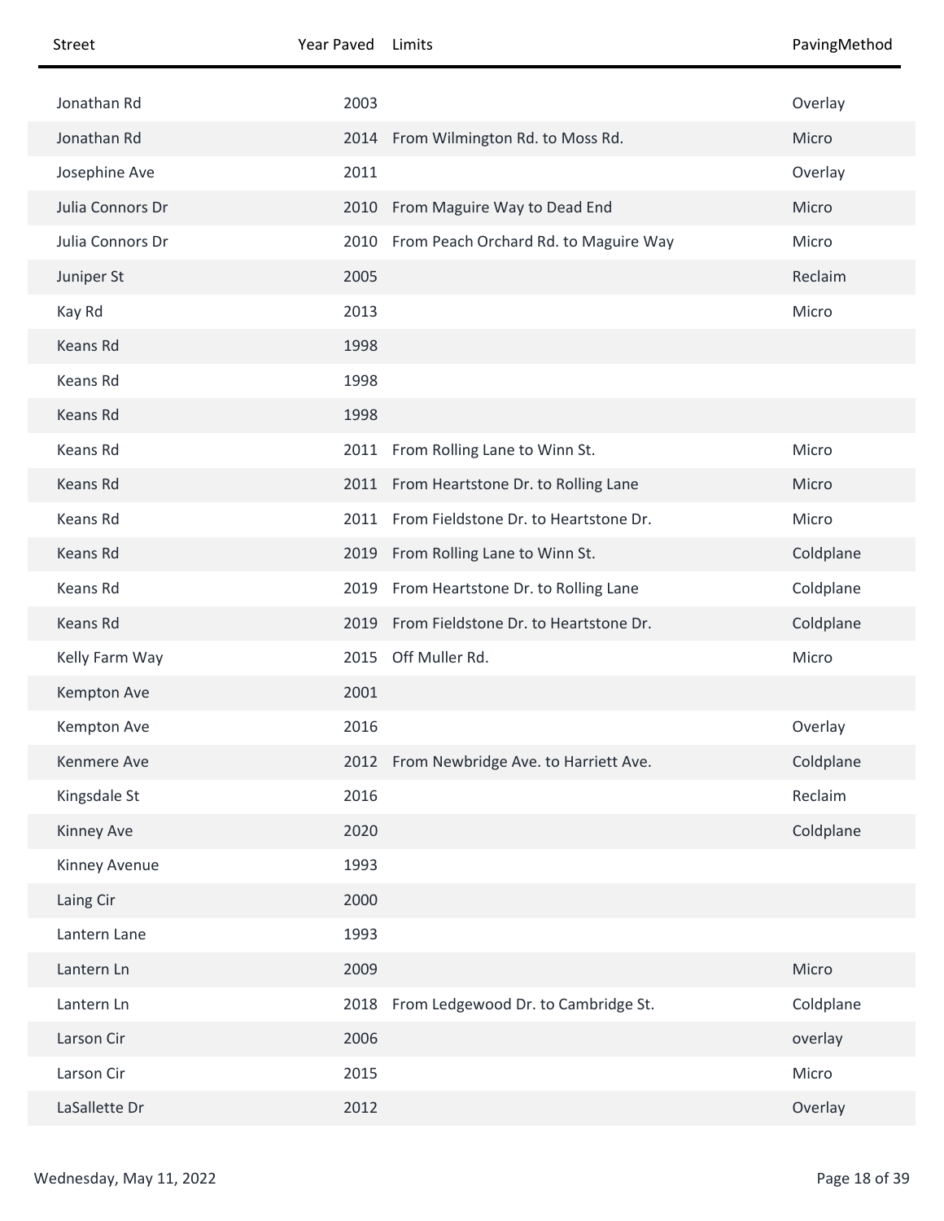| Street | Year Paved | Limits | PavingMethod |
| --- | --- | --- | --- |
| Jonathan Rd | 2003 | | Overlay |
| Jonathan Rd | 2014 | From Wilmington Rd. to Moss Rd. | Micro |
| Josephine Ave | 2011 | | Overlay |
| Julia Connors Dr | 2010 | From Maguire Way to Dead End | Micro |
| Julia Connors Dr | 2010 | From Peach Orchard Rd. to Maguire Way | Micro |
| Juniper St | 2005 | | Reclaim |
| Kay Rd | 2013 | | Micro |
| Keans Rd | 1998 | | |
| Keans Rd | 1998 | | |
| Keans Rd | 1998 | | |
| Keans Rd | 2011 | From Rolling Lane to Winn St. | Micro |
| Keans Rd | 2011 | From Heartstone Dr. to Rolling Lane | Micro |
| Keans Rd | 2011 | From Fieldstone Dr. to Heartstone Dr. | Micro |
| Keans Rd | 2019 | From Rolling Lane to Winn St. | Coldplane |
| Keans Rd | 2019 | From Heartstone Dr. to Rolling Lane | Coldplane |
| Keans Rd | 2019 | From Fieldstone Dr. to Heartstone Dr. | Coldplane |
| Kelly Farm Way | 2015 | Off Muller Rd. | Micro |
| Kempton Ave | 2001 | | |
| Kempton Ave | 2016 | | Overlay |
| Kenmere Ave | 2012 | From Newbridge Ave. to Harriett Ave. | Coldplane |
| Kingsdale St | 2016 | | Reclaim |
| Kinney Ave | 2020 | | Coldplane |
| Kinney Avenue | 1993 | | |
| Laing Cir | 2000 | | |
| Lantern Lane | 1993 | | |
| Lantern Ln | 2009 | | Micro |
| Lantern Ln | 2018 | From Ledgewood Dr. to Cambridge St. | Coldplane |
| Larson Cir | 2006 | | overlay |
| Larson Cir | 2015 | | Micro |
| LaSallette Dr | 2012 | | Overlay |

Wednesday, May 11, 2022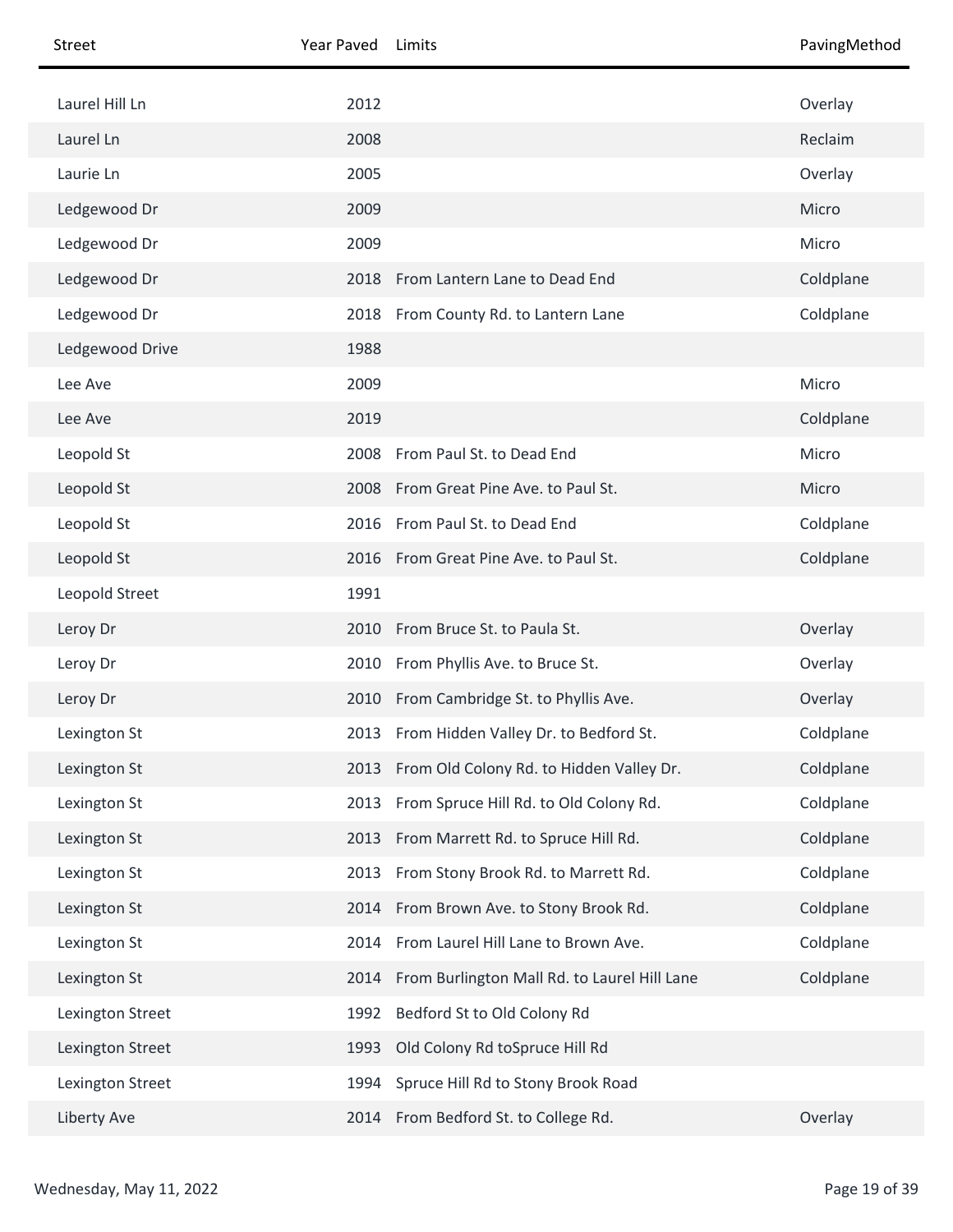| Street | Year Paved | Limits | PavingMethod |
| --- | --- | --- | --- |
| Laurel Hill Ln | 2012 | | Overlay |
| Laurel Ln | 2008 | | Reclaim |
| Laurie Ln | 2005 | | Overlay |
| Ledgewood Dr | 2009 | | Micro |
| Ledgewood Dr | 2009 | | Micro |
| Ledgewood Dr | 2018 | From Lantern Lane to Dead End | Coldplane |
| Ledgewood Dr | 2018 | From County Rd. to Lantern Lane | Coldplane |
| Ledgewood Drive | 1988 | | |
| Lee Ave | 2009 | | Micro |
| Lee Ave | 2019 | | Coldplane |
| Leopold St | 2008 | From Paul St. to Dead End | Micro |
| Leopold St | 2008 | From Great Pine Ave. to Paul St. | Micro |
| Leopold St | 2016 | From Paul St. to Dead End | Coldplane |
| Leopold St | 2016 | From Great Pine Ave. to Paul St. | Coldplane |
| Leopold Street | 1991 | | |
| Leroy Dr | 2010 | From Bruce St. to Paula St. | Overlay |
| Leroy Dr | 2010 | From Phyllis Ave. to Bruce St. | Overlay |
| Leroy Dr | 2010 | From Cambridge St. to Phyllis Ave. | Overlay |
| Lexington St | 2013 | From Hidden Valley Dr. to Bedford St. | Coldplane |
| Lexington St | 2013 | From Old Colony Rd. to Hidden Valley Dr. | Coldplane |
| Lexington St | 2013 | From Spruce Hill Rd. to Old Colony Rd. | Coldplane |
| Lexington St | 2013 | From Marrett Rd. to Spruce Hill Rd. | Coldplane |
| Lexington St | 2013 | From Stony Brook Rd. to Marrett Rd. | Coldplane |
| Lexington St | 2014 | From Brown Ave. to Stony Brook Rd. | Coldplane |
| Lexington St | 2014 | From Laurel Hill Lane to Brown Ave. | Coldplane |
| Lexington St | 2014 | From Burlington Mall Rd. to Laurel Hill Lane | Coldplane |
| Lexington Street | 1992 | Bedford St to Old Colony Rd | |
| Lexington Street | 1993 | Old Colony Rd toSpruce Hill Rd | |
| Lexington Street | 1994 | Spruce Hill Rd to Stony Brook Road | |
| Liberty Ave | 2014 | From Bedford St. to College Rd. | Overlay |

Wednesday, May 11, 2022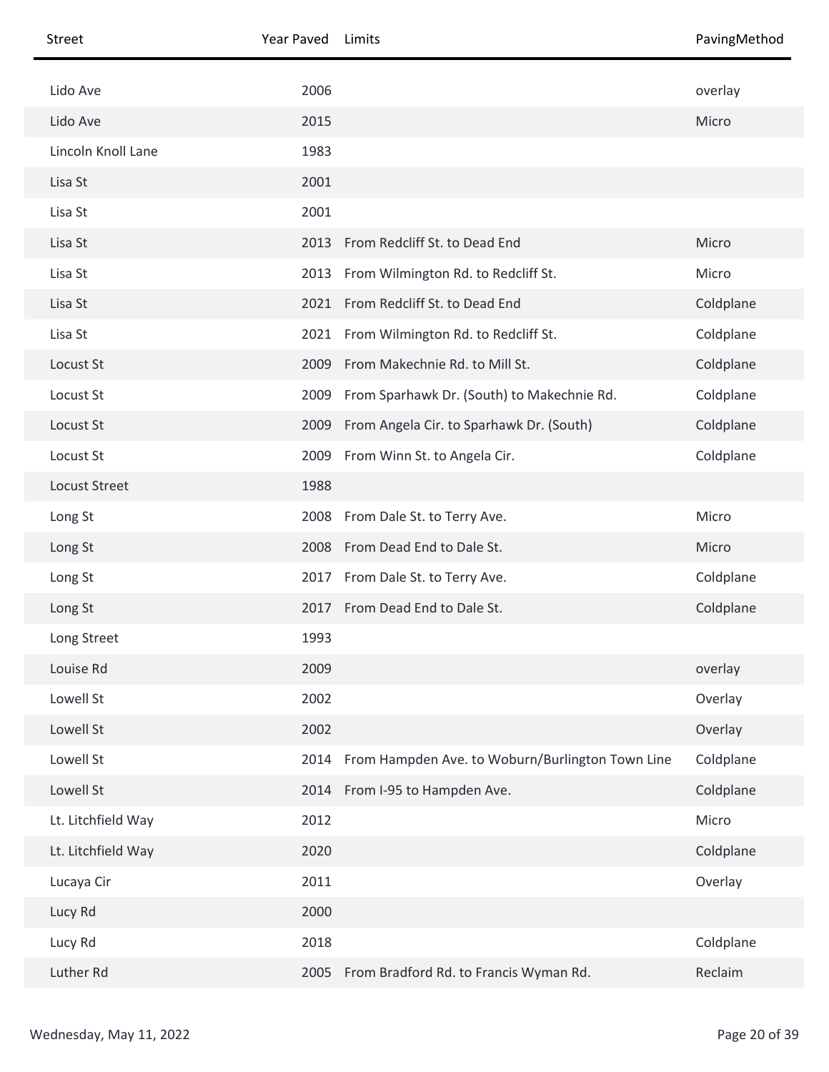| Street | Year Paved | Limits | PavingMethod |
|---|---|---|---|
| Lido Ave | 2006 | | overlay |
| Lido Ave | 2015 | | Micro |
| Lincoln Knoll Lane | 1983 | | |
| Lisa St | 2001 | | |
| Lisa St | 2001 | | |
| Lisa St | 2013 | From Redcliff St. to Dead End | Micro |
| Lisa St | 2013 | From Wilmington Rd. to Redcliff St. | Micro |
| Lisa St | 2021 | From Redcliff St. to Dead End | Coldplane |
| Lisa St | 2021 | From Wilmington Rd. to Redcliff St. | Coldplane |
| Locust St | 2009 | From Makechnie Rd. to Mill St. | Coldplane |
| Locust St | 2009 | From Sparhawk Dr. (South) to Makechnie Rd. | Coldplane |
| Locust St | 2009 | From Angela Cir. to Sparhawk Dr. (South) | Coldplane |
| Locust St | 2009 | From Winn St. to Angela Cir. | Coldplane |
| Locust Street | 1988 | | |
| Long St | 2008 | From Dale St. to Terry Ave. | Micro |
| Long St | 2008 | From Dead End to Dale St. | Micro |
| Long St | 2017 | From Dale St. to Terry Ave. | Coldplane |
| Long St | 2017 | From Dead End to Dale St. | Coldplane |
| Long Street | 1993 | | |
| Louise Rd | 2009 | | overlay |
| Lowell St | 2002 | | Overlay |
| Lowell St | 2002 | | Overlay |
| Lowell St | 2014 | From Hampden Ave. to Woburn/Burlington Town Line | Coldplane |
| Lowell St | 2014 | From I-95 to Hampden Ave. | Coldplane |
| Lt. Litchfield Way | 2012 | | Micro |
| Lt. Litchfield Way | 2020 | | Coldplane |
| Lucaya Cir | 2011 | | Overlay |
| Lucy Rd | 2000 | | |
| Lucy Rd | 2018 | | Coldplane |
| Luther Rd | 2005 | From Bradford Rd. to Francis Wyman Rd. | Reclaim |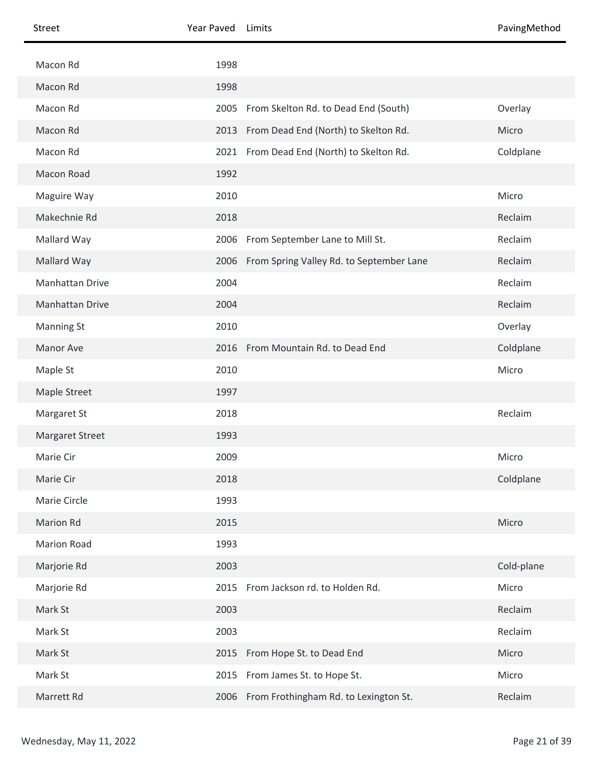| Street | Year Paved | Limits | PavingMethod |
| --- | --- | --- | --- |
| Macon Rd | 1998 | | |
| Macon Rd | 1998 | | |
| Macon Rd | 2005 | From Skelton Rd. to Dead End (South) | Overlay |
| Macon Rd | 2013 | From Dead End (North) to Skelton Rd. | Micro |
| Macon Rd | 2021 | From Dead End (North) to Skelton Rd. | Coldplane |
| Macon Road | 1992 | | |
| Maguire Way | 2010 | | Micro |
| Makechnie Rd | 2018 | | Reclaim |
| Mallard Way | 2006 | From September Lane to Mill St. | Reclaim |
| Mallard Way | 2006 | From Spring Valley Rd. to September Lane | Reclaim |
| Manhattan Drive | 2004 | | Reclaim |
| Manhattan Drive | 2004 | | Reclaim |
| Manning St | 2010 | | Overlay |
| Manor Ave | 2016 | From Mountain Rd. to Dead End | Coldplane |
| Maple St | 2010 | | Micro |
| Maple Street | 1997 | | |
| Margaret St | 2018 | | Reclaim |
| Margaret Street | 1993 | | |
| Marie Cir | 2009 | | Micro |
| Marie Cir | 2018 | | Coldplane |
| Marie Circle | 1993 | | |
| Marion Rd | 2015 | | Micro |
| Marion Road | 1993 | | |
| Marjorie Rd | 2003 | | Cold-plane |
| Marjorie Rd | 2015 | From Jackson rd. to Holden Rd. | Micro |
| Mark St | 2003 | | Reclaim |
| Mark St | 2003 | | Reclaim |
| Mark St | 2015 | From Hope St. to Dead End | Micro |
| Mark St | 2015 | From James St. to Hope St. | Micro |
| Marrett Rd | 2006 | From Frothingham Rd. to Lexington St. | Reclaim |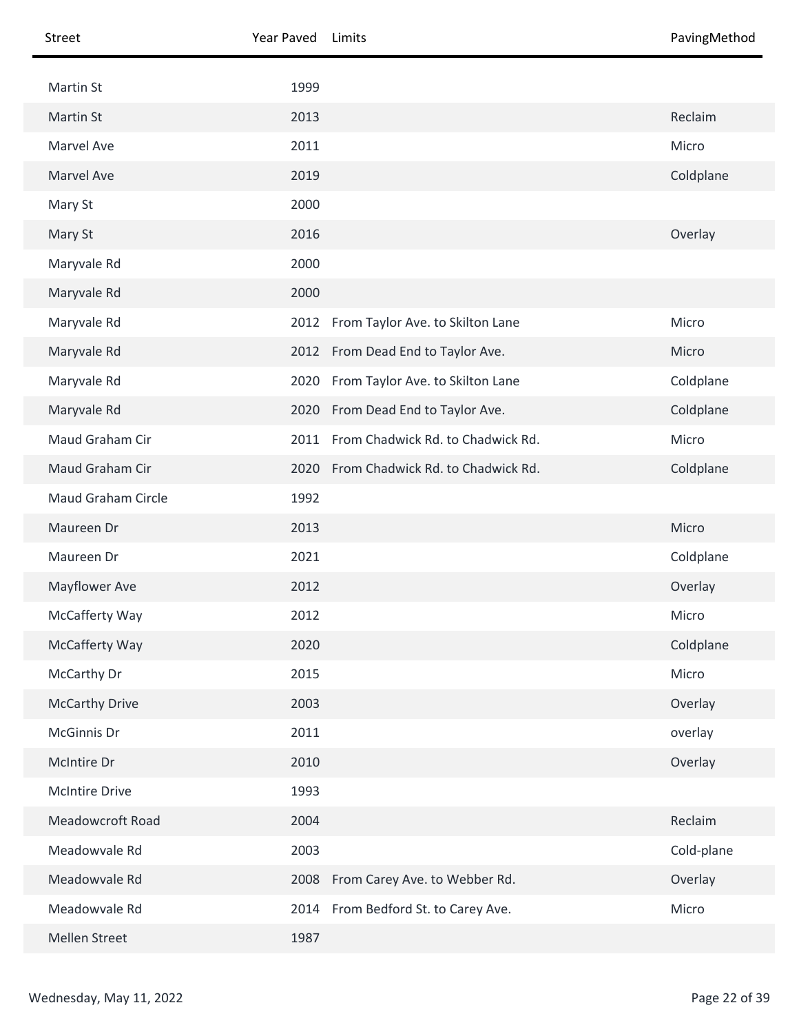| Street | Year Paved | Limits | PavingMethod |
|---|---|---|---|
| Martin St | 1999 | | |
| Martin St | 2013 | | Reclaim |
| Marvel Ave | 2011 | | Micro |
| Marvel Ave | 2019 | | Coldplane |
| Mary St | 2000 | | |
| Mary St | 2016 | | Overlay |
| Maryvale Rd | 2000 | | |
| Maryvale Rd | 2000 | | |
| Maryvale Rd | 2012 | From Taylor Ave. to Skilton Lane | Micro |
| Maryvale Rd | 2012 | From Dead End to Taylor Ave. | Micro |
| Maryvale Rd | 2020 | From Taylor Ave. to Skilton Lane | Coldplane |
| Maryvale Rd | 2020 | From Dead End to Taylor Ave. | Coldplane |
| Maud Graham Cir | 2011 | From Chadwick Rd. to Chadwick Rd. | Micro |
| Maud Graham Cir | 2020 | From Chadwick Rd. to Chadwick Rd. | Coldplane |
| Maud Graham Circle | 1992 | | |
| Maureen Dr | 2013 | | Micro |
| Maureen Dr | 2021 | | Coldplane |
| Mayflower Ave | 2012 | | Overlay |
| McCafferty Way | 2012 | | Micro |
| McCafferty Way | 2020 | | Coldplane |
| McCarthy Dr | 2015 | | Micro |
| McCarthy Drive | 2003 | | Overlay |
| McGinnis Dr | 2011 | | overlay |
| McIntire Dr | 2010 | | Overlay |
| McIntire Drive | 1993 | | |
| Meadowcroft Road | 2004 | | Reclaim |
| Meadowvale Rd | 2003 | | Cold-plane |
| Meadowvale Rd | 2008 | From Carey Ave. to Webber Rd. | Overlay |
| Meadowvale Rd | 2014 | From Bedford St. to Carey Ave. | Micro |
| Mellen Street | 1987 | | |

Wednesday, May 11, 2022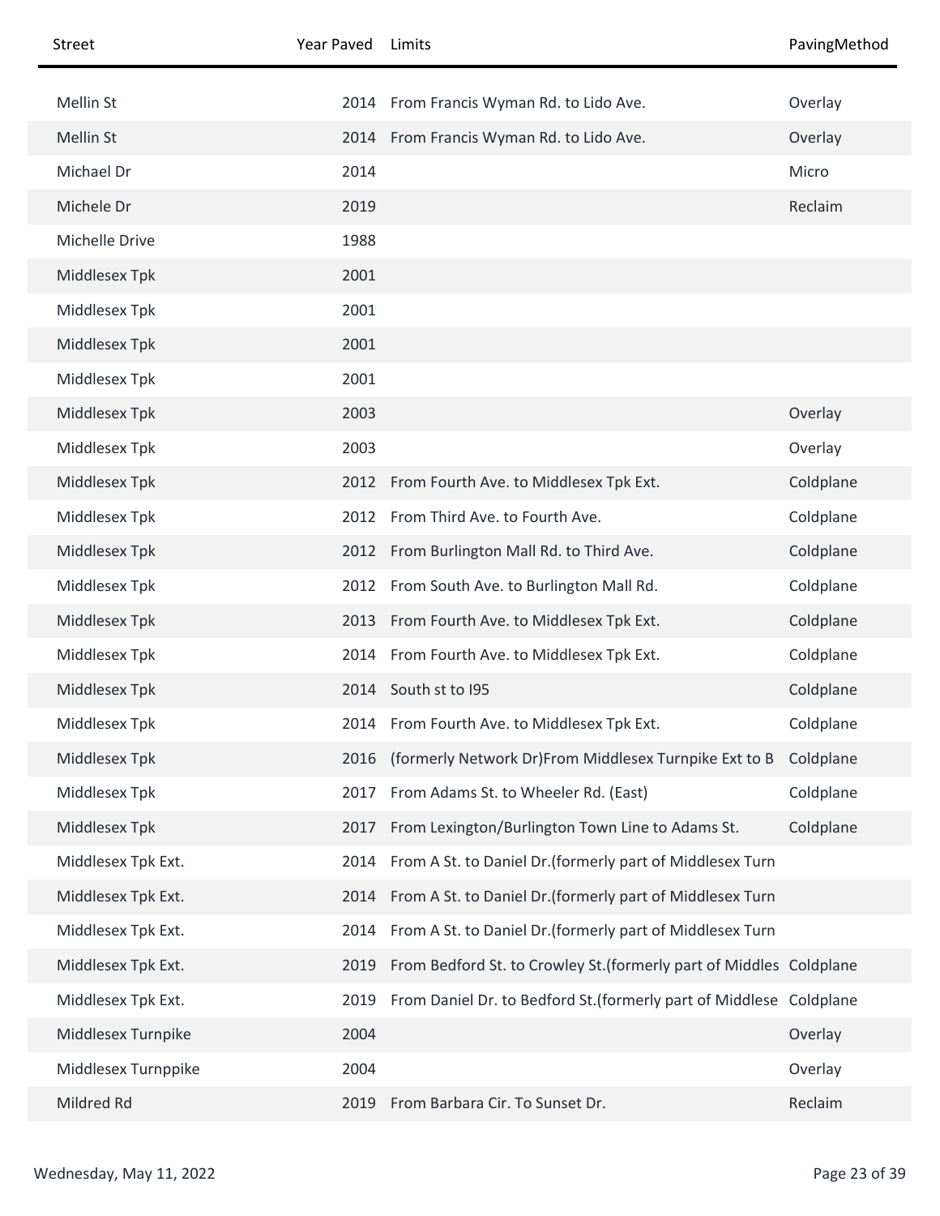| Street | Year Paved | Limits | PavingMethod |
| --- | --- | --- | --- |
| Mellin St | 2014 | From Francis Wyman Rd. to Lido Ave. | Overlay |
| Mellin St | 2014 | From Francis Wyman Rd. to Lido Ave. | Overlay |
| Michael Dr | 2014 | | Micro |
| Michele Dr | 2019 | | Reclaim |
| Michelle Drive | 1988 | | |
| Middlesex Tpk | 2001 | | |
| Middlesex Tpk | 2001 | | |
| Middlesex Tpk | 2001 | | |
| Middlesex Tpk | 2001 | | |
| Middlesex Tpk | 2003 | | Overlay |
| Middlesex Tpk | 2003 | | Overlay |
| Middlesex Tpk | 2012 | From Fourth Ave. to Middlesex Tpk Ext. | Coldplane |
| Middlesex Tpk | 2012 | From Third Ave. to Fourth Ave. | Coldplane |
| Middlesex Tpk | 2012 | From Burlington Mall Rd. to Third Ave. | Coldplane |
| Middlesex Tpk | 2012 | From South Ave. to Burlington Mall Rd. | Coldplane |
| Middlesex Tpk | 2013 | From Fourth Ave. to Middlesex Tpk Ext. | Coldplane |
| Middlesex Tpk | 2014 | From Fourth Ave. to Middlesex Tpk Ext. | Coldplane |
| Middlesex Tpk | 2014 | South st to I95 | Coldplane |
| Middlesex Tpk | 2014 | From Fourth Ave. to Middlesex Tpk Ext. | Coldplane |
| Middlesex Tpk | 2016 | (formerly Network Dr)From Middlesex Turnpike Ext to B | Coldplane |
| Middlesex Tpk | 2017 | From Adams St. to Wheeler Rd. (East) | Coldplane |
| Middlesex Tpk | 2017 | From Lexington/Burlington Town Line to Adams St. | Coldplane |
| Middlesex Tpk Ext. | 2014 | From A St. to Daniel Dr.(formerly part of Middlesex Turn | |
| Middlesex Tpk Ext. | 2014 | From A St. to Daniel Dr.(formerly part of Middlesex Turn | |
| Middlesex Tpk Ext. | 2014 | From A St. to Daniel Dr.(formerly part of Middlesex Turn | |
| Middlesex Tpk Ext. | 2019 | From Bedford St. to Crowley St.(formerly part of Middles | Coldplane |
| Middlesex Tpk Ext. | 2019 | From Daniel Dr. to Bedford St.(formerly part of Middlese | Coldplane |
| Middlesex Turnpike | 2004 | | Overlay |
| Middlesex Turnppike | 2004 | | Overlay |
| Mildred Rd | 2019 | From Barbara Cir. To Sunset Dr. | Reclaim |

Wednesday, May 11, 2022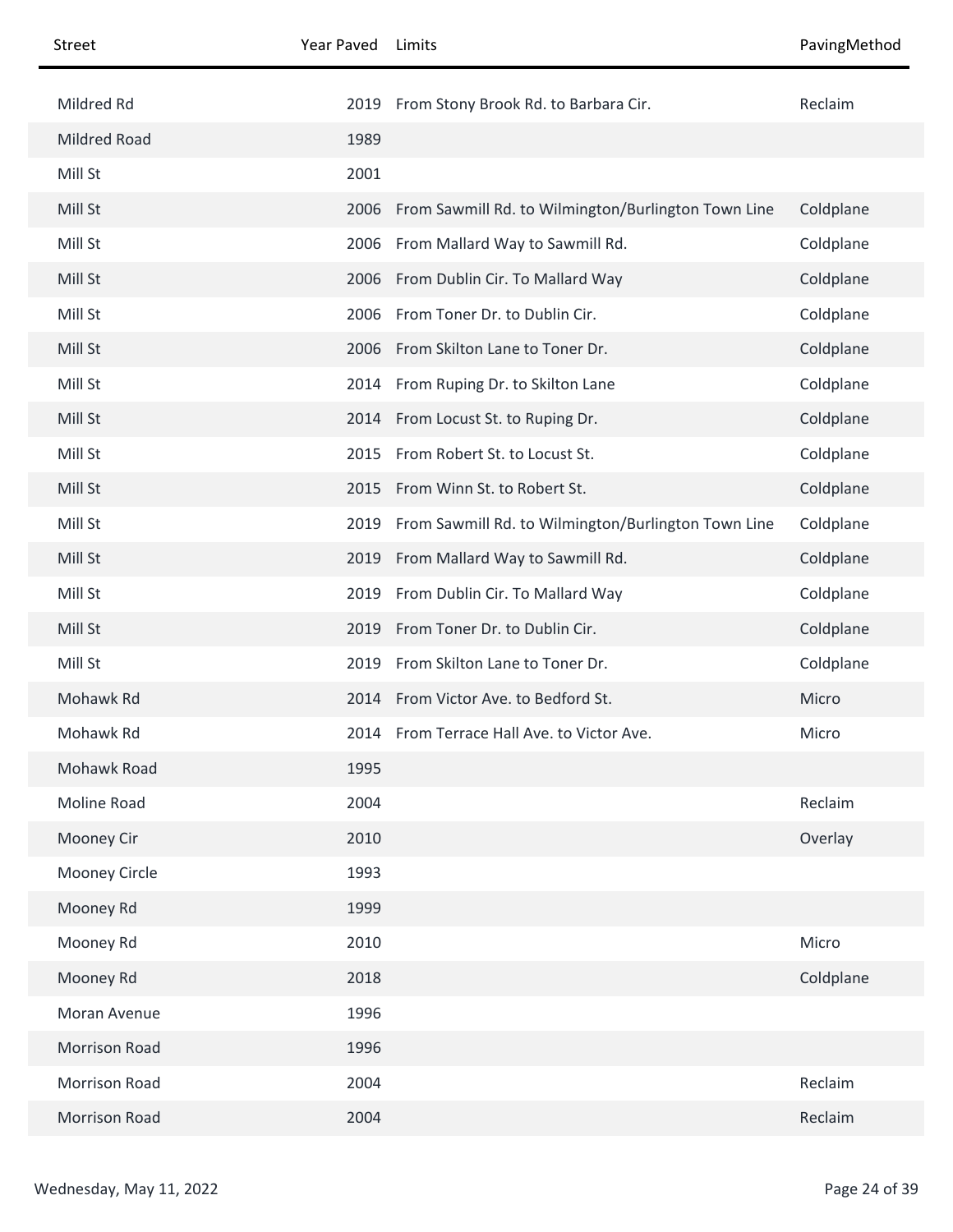| Street | Year Paved | Limits | PavingMethod |
| --- | --- | --- | --- |
| Mildred Rd | 2019 | From Stony Brook Rd. to Barbara Cir. | Reclaim |
| Mildred Road | 1989 | | |
| Mill St | 2001 | | |
| Mill St | 2006 | From Sawmill Rd. to Wilmington/Burlington Town Line | Coldplane |
| Mill St | 2006 | From Mallard Way to Sawmill Rd. | Coldplane |
| Mill St | 2006 | From Dublin Cir. To Mallard Way | Coldplane |
| Mill St | 2006 | From Toner Dr. to Dublin Cir. | Coldplane |
| Mill St | 2006 | From Skilton Lane to Toner Dr. | Coldplane |
| Mill St | 2014 | From Ruping Dr. to Skilton Lane | Coldplane |
| Mill St | 2014 | From Locust St. to Ruping Dr. | Coldplane |
| Mill St | 2015 | From Robert St. to Locust St. | Coldplane |
| Mill St | 2015 | From Winn St. to Robert St. | Coldplane |
| Mill St | 2019 | From Sawmill Rd. to Wilmington/Burlington Town Line | Coldplane |
| Mill St | 2019 | From Mallard Way to Sawmill Rd. | Coldplane |
| Mill St | 2019 | From Dublin Cir. To Mallard Way | Coldplane |
| Mill St | 2019 | From Toner Dr. to Dublin Cir. | Coldplane |
| Mill St | 2019 | From Skilton Lane to Toner Dr. | Coldplane |
| Mohawk Rd | 2014 | From Victor Ave. to Bedford St. | Micro |
| Mohawk Rd | 2014 | From Terrace Hall Ave. to Victor Ave. | Micro |
| Mohawk Road | 1995 | | |
| Moline Road | 2004 | | Reclaim |
| Mooney Cir | 2010 | | Overlay |
| Mooney Circle | 1993 | | |
| Mooney Rd | 1999 | | |
| Mooney Rd | 2010 | | Micro |
| Mooney Rd | 2018 | | Coldplane |
| Moran Avenue | 1996 | | |
| Morrison Road | 1996 | | |
| Morrison Road | 2004 | | Reclaim |
| Morrison Road | 2004 | | Reclaim |

Wednesday, May 11, 2022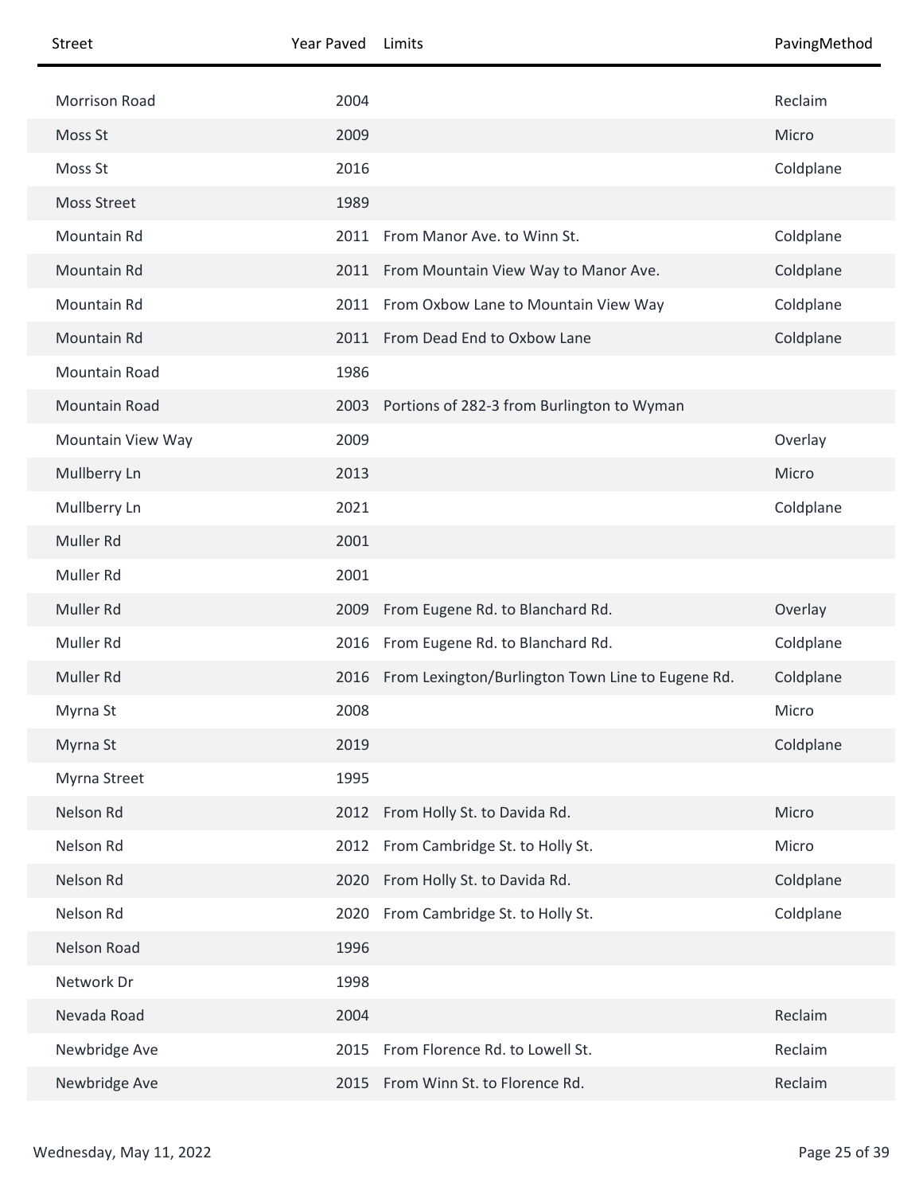| Street | Year Paved | Limits | PavingMethod |
|---|---|---|---|
| Morrison Road | 2004 | | Reclaim |
| Moss St | 2009 | | Micro |
| Moss St | 2016 | | Coldplane |
| Moss Street | 1989 | | |
| Mountain Rd | 2011 | From Manor Ave. to Winn St. | Coldplane |
| Mountain Rd | 2011 | From Mountain View Way to Manor Ave. | Coldplane |
| Mountain Rd | 2011 | From Oxbow Lane to Mountain View Way | Coldplane |
| Mountain Rd | 2011 | From Dead End to Oxbow Lane | Coldplane |
| Mountain Road | 1986 | | |
| Mountain Road | 2003 | Portions of 282-3 from Burlington to Wyman | |
| Mountain View Way | 2009 | | Overlay |
| Mullberry Ln | 2013 | | Micro |
| Mullberry Ln | 2021 | | Coldplane |
| Muller Rd | 2001 | | |
| Muller Rd | 2001 | | |
| Muller Rd | 2009 | From Eugene Rd. to Blanchard Rd. | Overlay |
| Muller Rd | 2016 | From Eugene Rd. to Blanchard Rd. | Coldplane |
| Muller Rd | 2016 | From Lexington/Burlington Town Line to Eugene Rd. | Coldplane |
| Myrna St | 2008 | | Micro |
| Myrna St | 2019 | | Coldplane |
| Myrna Street | 1995 | | |
| Nelson Rd | 2012 | From Holly St. to Davida Rd. | Micro |
| Nelson Rd | 2012 | From Cambridge St. to Holly St. | Micro |
| Nelson Rd | 2020 | From Holly St. to Davida Rd. | Coldplane |
| Nelson Rd | 2020 | From Cambridge St. to Holly St. | Coldplane |
| Nelson Road | 1996 | | |
| Network Dr | 1998 | | |
| Nevada Road | 2004 | | Reclaim |
| Newbridge Ave | 2015 | From Florence Rd. to Lowell St. | Reclaim |
| Newbridge Ave | 2015 | From Winn St. to Florence Rd. | Reclaim |

Wednesday, May 11, 2022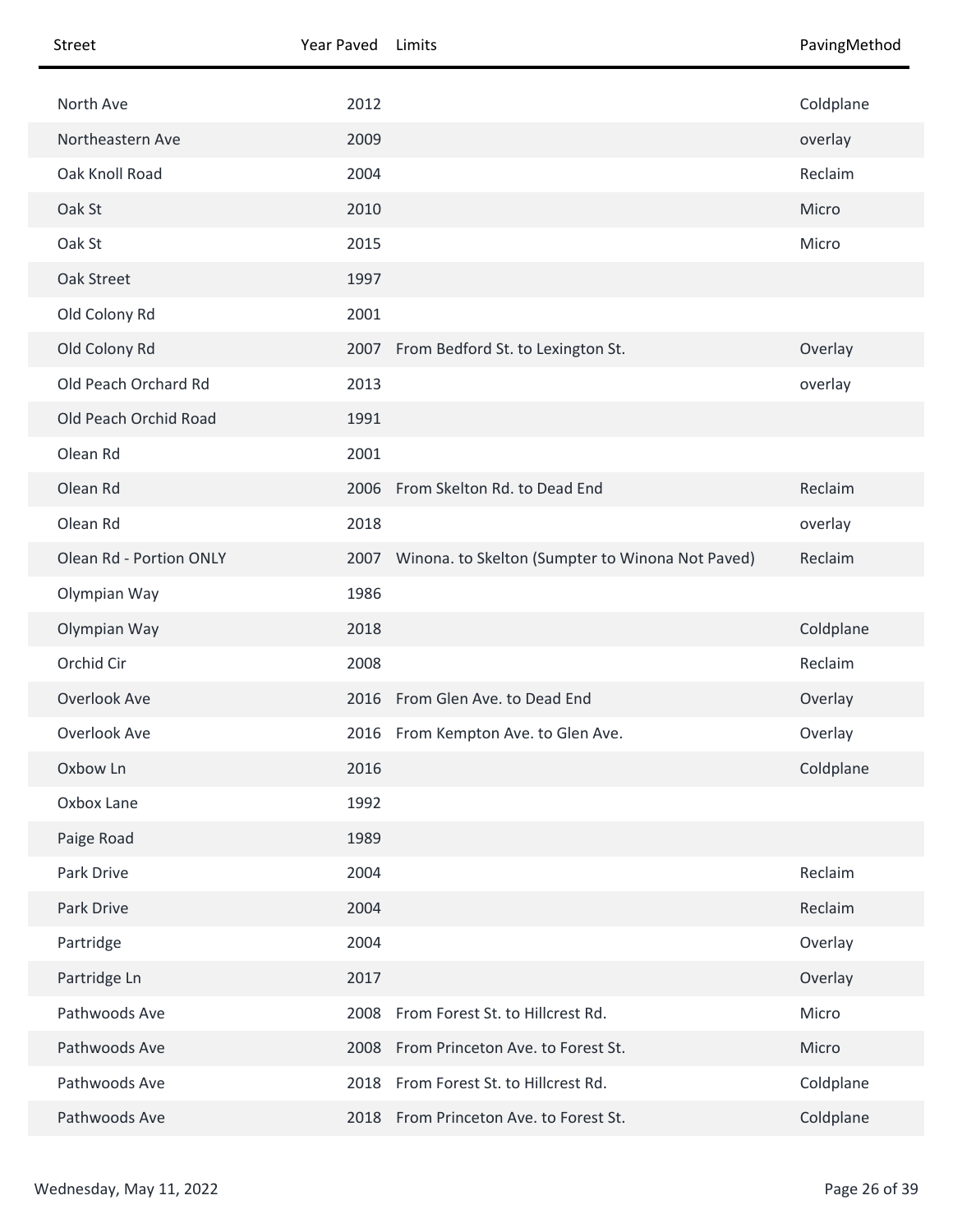| Street | Year Paved | Limits | PavingMethod |
| --- | --- | --- | --- |
| North Ave | 2012 | | Coldplane |
| Northeastern Ave | 2009 | | overlay |
| Oak Knoll Road | 2004 | | Reclaim |
| Oak St | 2010 | | Micro |
| Oak St | 2015 | | Micro |
| Oak Street | 1997 | | |
| Old Colony Rd | 2001 | | |
| Old Colony Rd | 2007 | From Bedford St. to Lexington St. | Overlay |
| Old Peach Orchard Rd | 2013 | | overlay |
| Old Peach Orchid Road | 1991 | | |
| Olean Rd | 2001 | | |
| Olean Rd | 2006 | From Skelton Rd. to Dead End | Reclaim |
| Olean Rd | 2018 | | overlay |
| Olean Rd - Portion ONLY | 2007 | Winona. to Skelton (Sumpter to Winona Not Paved) | Reclaim |
| Olympian Way | 1986 | | |
| Olympian Way | 2018 | | Coldplane |
| Orchid Cir | 2008 | | Reclaim |
| Overlook Ave | 2016 | From Glen Ave. to Dead End | Overlay |
| Overlook Ave | 2016 | From Kempton Ave. to Glen Ave. | Overlay |
| Oxbow Ln | 2016 | | Coldplane |
| Oxbox Lane | 1992 | | |
| Paige Road | 1989 | | |
| Park Drive | 2004 | | Reclaim |
| Park Drive | 2004 | | Reclaim |
| Partridge | 2004 | | Overlay |
| Partridge Ln | 2017 | | Overlay |
| Pathwoods Ave | 2008 | From Forest St. to Hillcrest Rd. | Micro |
| Pathwoods Ave | 2008 | From Princeton Ave. to Forest St. | Micro |
| Pathwoods Ave | 2018 | From Forest St. to Hillcrest Rd. | Coldplane |
| Pathwoods Ave | 2018 | From Princeton Ave. to Forest St. | Coldplane |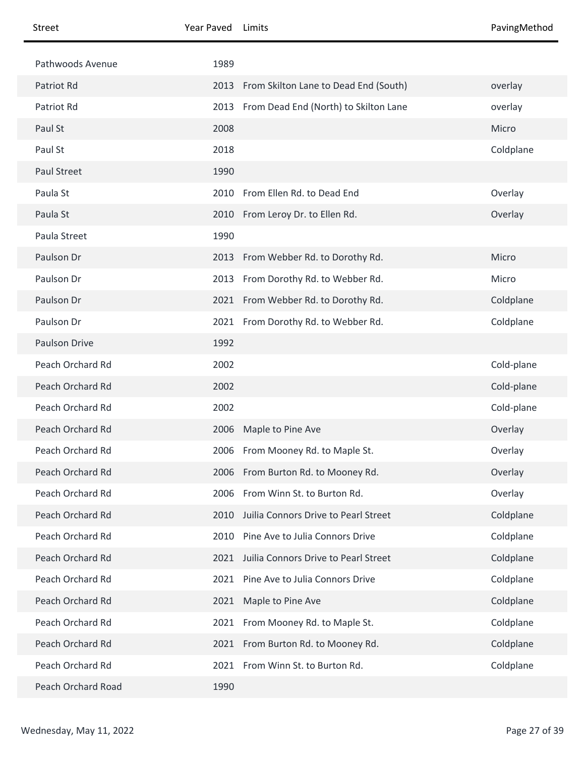| Street | Year Paved | Limits | PavingMethod |
|---|---|---|---|
| Pathwoods Avenue | 1989 | | |
| Patriot Rd | 2013 | From Skilton Lane to Dead End (South) | overlay |
| Patriot Rd | 2013 | From Dead End (North) to Skilton Lane | overlay |
| Paul St | 2008 | | Micro |
| Paul St | 2018 | | Coldplane |
| Paul Street | 1990 | | |
| Paula St | 2010 | From Ellen Rd. to Dead End | Overlay |
| Paula St | 2010 | From Leroy Dr. to Ellen Rd. | Overlay |
| Paula Street | 1990 | | |
| Paulson Dr | 2013 | From Webber Rd. to Dorothy Rd. | Micro |
| Paulson Dr | 2013 | From Dorothy Rd. to Webber Rd. | Micro |
| Paulson Dr | 2021 | From Webber Rd. to Dorothy Rd. | Coldplane |
| Paulson Dr | 2021 | From Dorothy Rd. to Webber Rd. | Coldplane |
| Paulson Drive | 1992 | | |
| Peach Orchard Rd | 2002 | | Cold-plane |
| Peach Orchard Rd | 2002 | | Cold-plane |
| Peach Orchard Rd | 2002 | | Cold-plane |
| Peach Orchard Rd | 2006 | Maple to Pine Ave | Overlay |
| Peach Orchard Rd | 2006 | From Mooney Rd. to Maple St. | Overlay |
| Peach Orchard Rd | 2006 | From Burton Rd. to Mooney Rd. | Overlay |
| Peach Orchard Rd | 2006 | From Winn St. to Burton Rd. | Overlay |
| Peach Orchard Rd | 2010 | Juilia Connors Drive to Pearl Street | Coldplane |
| Peach Orchard Rd | 2010 | Pine Ave to Julia Connors Drive | Coldplane |
| Peach Orchard Rd | 2021 | Juilia Connors Drive to Pearl Street | Coldplane |
| Peach Orchard Rd | 2021 | Pine Ave to Julia Connors Drive | Coldplane |
| Peach Orchard Rd | 2021 | Maple to Pine Ave | Coldplane |
| Peach Orchard Rd | 2021 | From Mooney Rd. to Maple St. | Coldplane |
| Peach Orchard Rd | 2021 | From Burton Rd. to Mooney Rd. | Coldplane |
| Peach Orchard Rd | 2021 | From Winn St. to Burton Rd. | Coldplane |
| Peach Orchard Road | 1990 | | |

Wednesday, May 11, 2022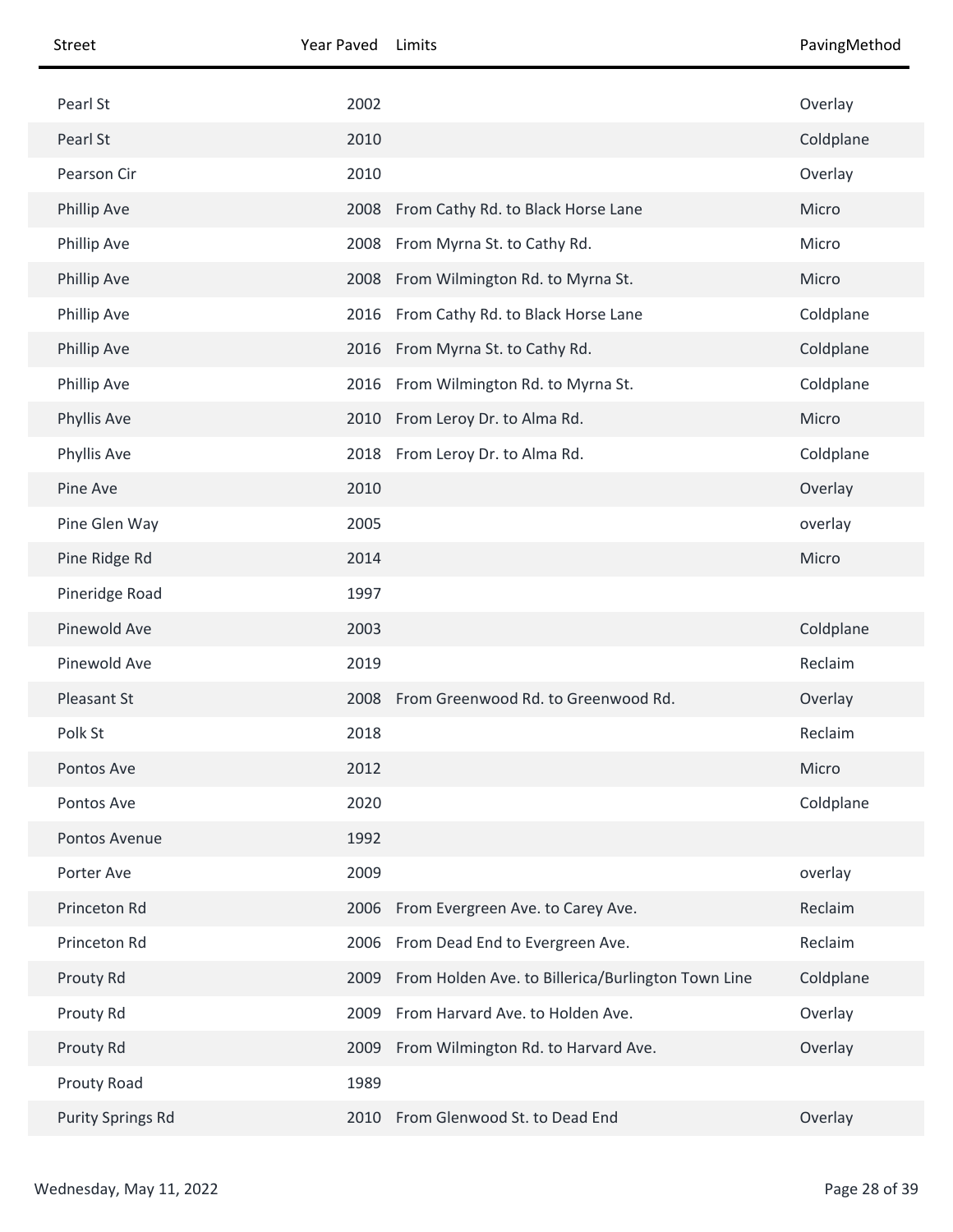| Street | Year Paved | Limits | PavingMethod |
|---|---|---|---|
| Pearl St | 2002 | | Overlay |
| Pearl St | 2010 | | Coldplane |
| Pearson Cir | 2010 | | Overlay |
| Phillip Ave | 2008 | From Cathy Rd. to Black Horse Lane | Micro |
| Phillip Ave | 2008 | From Myrna St. to Cathy Rd. | Micro |
| Phillip Ave | 2008 | From Wilmington Rd. to Myrna St. | Micro |
| Phillip Ave | 2016 | From Cathy Rd. to Black Horse Lane | Coldplane |
| Phillip Ave | 2016 | From Myrna St. to Cathy Rd. | Coldplane |
| Phillip Ave | 2016 | From Wilmington Rd. to Myrna St. | Coldplane |
| Phyllis Ave | 2010 | From Leroy Dr. to Alma Rd. | Micro |
| Phyllis Ave | 2018 | From Leroy Dr. to Alma Rd. | Coldplane |
| Pine Ave | 2010 | | Overlay |
| Pine Glen Way | 2005 | | overlay |
| Pine Ridge Rd | 2014 | | Micro |
| Pineridge Road | 1997 | | |
| Pinewold Ave | 2003 | | Coldplane |
| Pinewold Ave | 2019 | | Reclaim |
| Pleasant St | 2008 | From Greenwood Rd. to Greenwood Rd. | Overlay |
| Polk St | 2018 | | Reclaim |
| Pontos Ave | 2012 | | Micro |
| Pontos Ave | 2020 | | Coldplane |
| Pontos Avenue | 1992 | | |
| Porter Ave | 2009 | | overlay |
| Princeton Rd | 2006 | From Evergreen Ave. to Carey Ave. | Reclaim |
| Princeton Rd | 2006 | From Dead End to Evergreen Ave. | Reclaim |
| Prouty Rd | 2009 | From Holden Ave. to Billerica/Burlington Town Line | Coldplane |
| Prouty Rd | 2009 | From Harvard Ave. to Holden Ave. | Overlay |
| Prouty Rd | 2009 | From Wilmington Rd. to Harvard Ave. | Overlay |
| Prouty Road | 1989 | | |
| Purity Springs Rd | 2010 | From Glenwood St. to Dead End | Overlay |

Wednesday, May 11, 2022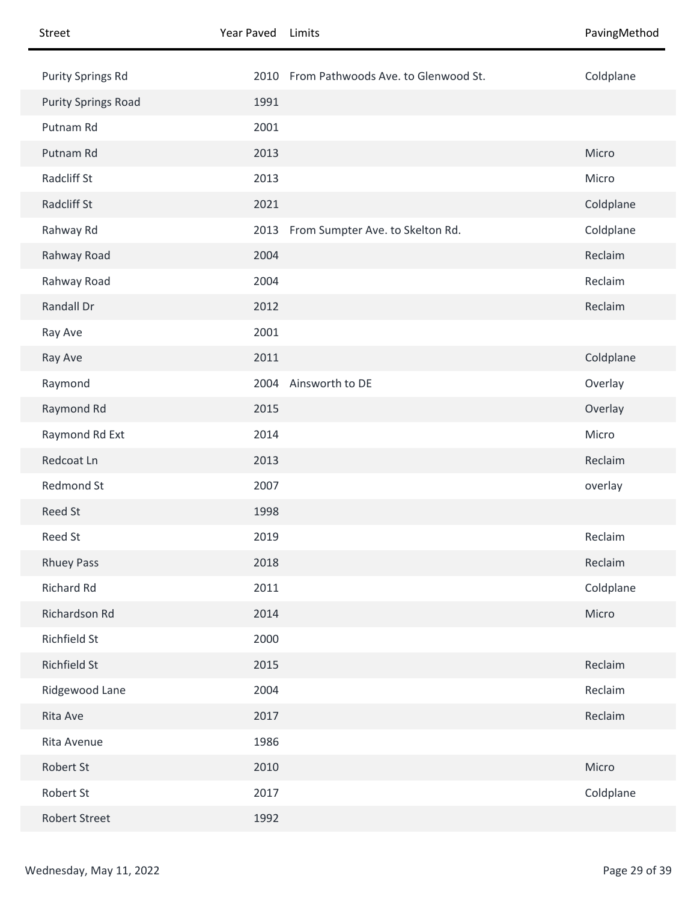| Street | Year Paved | Limits | PavingMethod |
| --- | --- | --- | --- |
| Purity Springs Rd | 2010 | From Pathwoods Ave. to Glenwood St. | Coldplane |
| Purity Springs Road | 1991 | | |
| Putnam Rd | 2001 | | |
| Putnam Rd | 2013 | | Micro |
| Radcliff St | 2013 | | Micro |
| Radcliff St | 2021 | | Coldplane |
| Rahway Rd | 2013 | From Sumpter Ave. to Skelton Rd. | Coldplane |
| Rahway Road | 2004 | | Reclaim |
| Rahway Road | 2004 | | Reclaim |
| Randall Dr | 2012 | | Reclaim |
| Ray Ave | 2001 | | |
| Ray Ave | 2011 | | Coldplane |
| Raymond | 2004 | Ainsworth to DE | Overlay |
| Raymond Rd | 2015 | | Overlay |
| Raymond Rd Ext | 2014 | | Micro |
| Redcoat Ln | 2013 | | Reclaim |
| Redmond St | 2007 | | overlay |
| Reed St | 1998 | | |
| Reed St | 2019 | | Reclaim |
| Rhuey Pass | 2018 | | Reclaim |
| Richard Rd | 2011 | | Coldplane |
| Richardson Rd | 2014 | | Micro |
| Richfield St | 2000 | | |
| Richfield St | 2015 | | Reclaim |
| Ridgewood Lane | 2004 | | Reclaim |
| Rita Ave | 2017 | | Reclaim |
| Rita Avenue | 1986 | | |
| Robert St | 2010 | | Micro |
| Robert St | 2017 | | Coldplane |
| Robert Street | 1992 | | |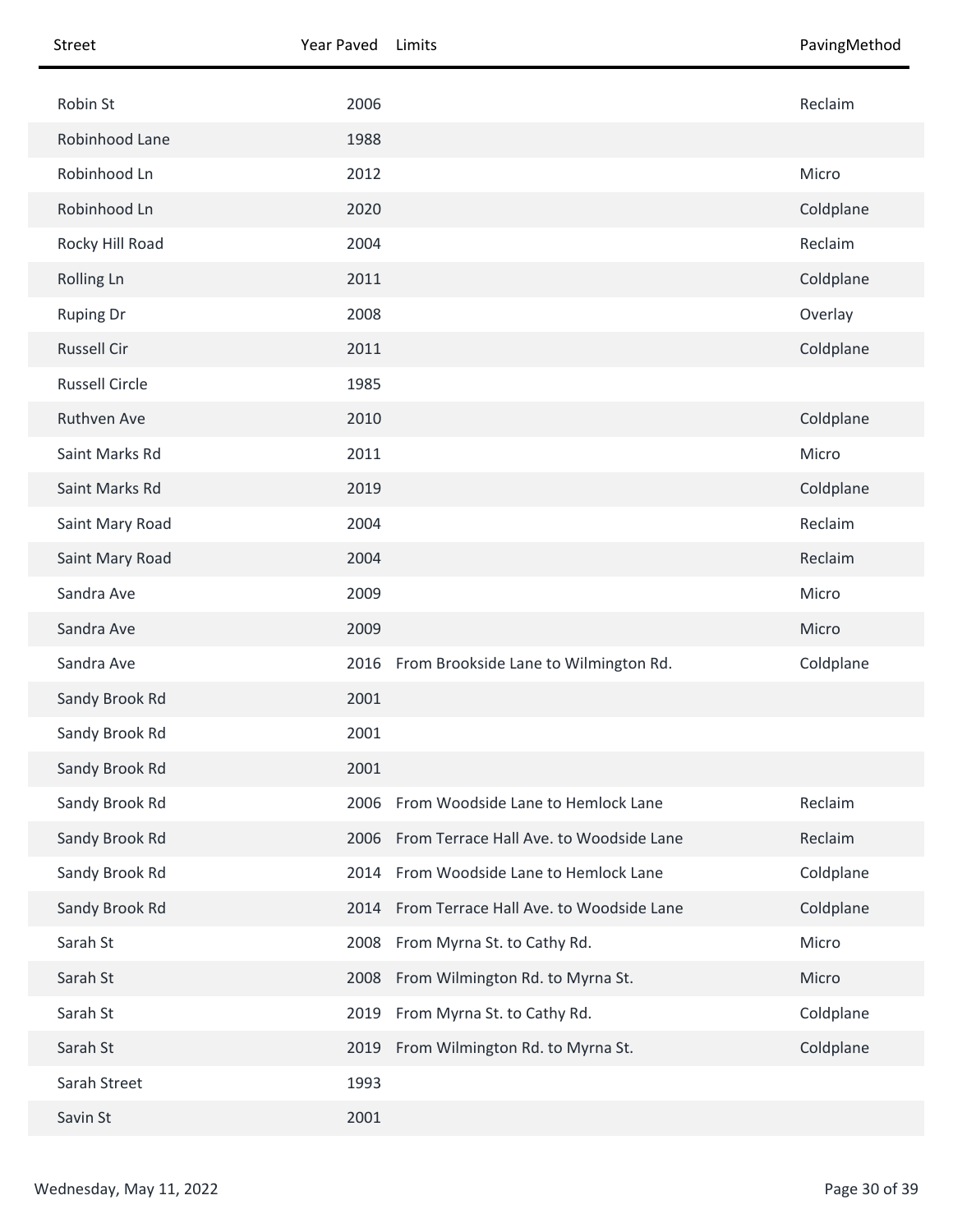| Street | Year Paved | Limits | PavingMethod |
| --- | --- | --- | --- |
| Robin St | 2006 | | Reclaim |
| Robinhood Lane | 1988 | | |
| Robinhood Ln | 2012 | | Micro |
| Robinhood Ln | 2020 | | Coldplane |
| Rocky Hill Road | 2004 | | Reclaim |
| Rolling Ln | 2011 | | Coldplane |
| Ruping Dr | 2008 | | Overlay |
| Russell Cir | 2011 | | Coldplane |
| Russell Circle | 1985 | | |
| Ruthven Ave | 2010 | | Coldplane |
| Saint Marks Rd | 2011 | | Micro |
| Saint Marks Rd | 2019 | | Coldplane |
| Saint Mary Road | 2004 | | Reclaim |
| Saint Mary Road | 2004 | | Reclaim |
| Sandra Ave | 2009 | | Micro |
| Sandra Ave | 2009 | | Micro |
| Sandra Ave | 2016 | From Brookside Lane to Wilmington Rd. | Coldplane |
| Sandy Brook Rd | 2001 | | |
| Sandy Brook Rd | 2001 | | |
| Sandy Brook Rd | 2001 | | |
| Sandy Brook Rd | 2006 | From Woodside Lane to Hemlock Lane | Reclaim |
| Sandy Brook Rd | 2006 | From Terrace Hall Ave. to Woodside Lane | Reclaim |
| Sandy Brook Rd | 2014 | From Woodside Lane to Hemlock Lane | Coldplane |
| Sandy Brook Rd | 2014 | From Terrace Hall Ave. to Woodside Lane | Coldplane |
| Sarah St | 2008 | From Myrna St. to Cathy Rd. | Micro |
| Sarah St | 2008 | From Wilmington Rd. to Myrna St. | Micro |
| Sarah St | 2019 | From Myrna St. to Cathy Rd. | Coldplane |
| Sarah St | 2019 | From Wilmington Rd. to Myrna St. | Coldplane |
| Sarah Street | 1993 | | |
| Savin St | 2001 | | |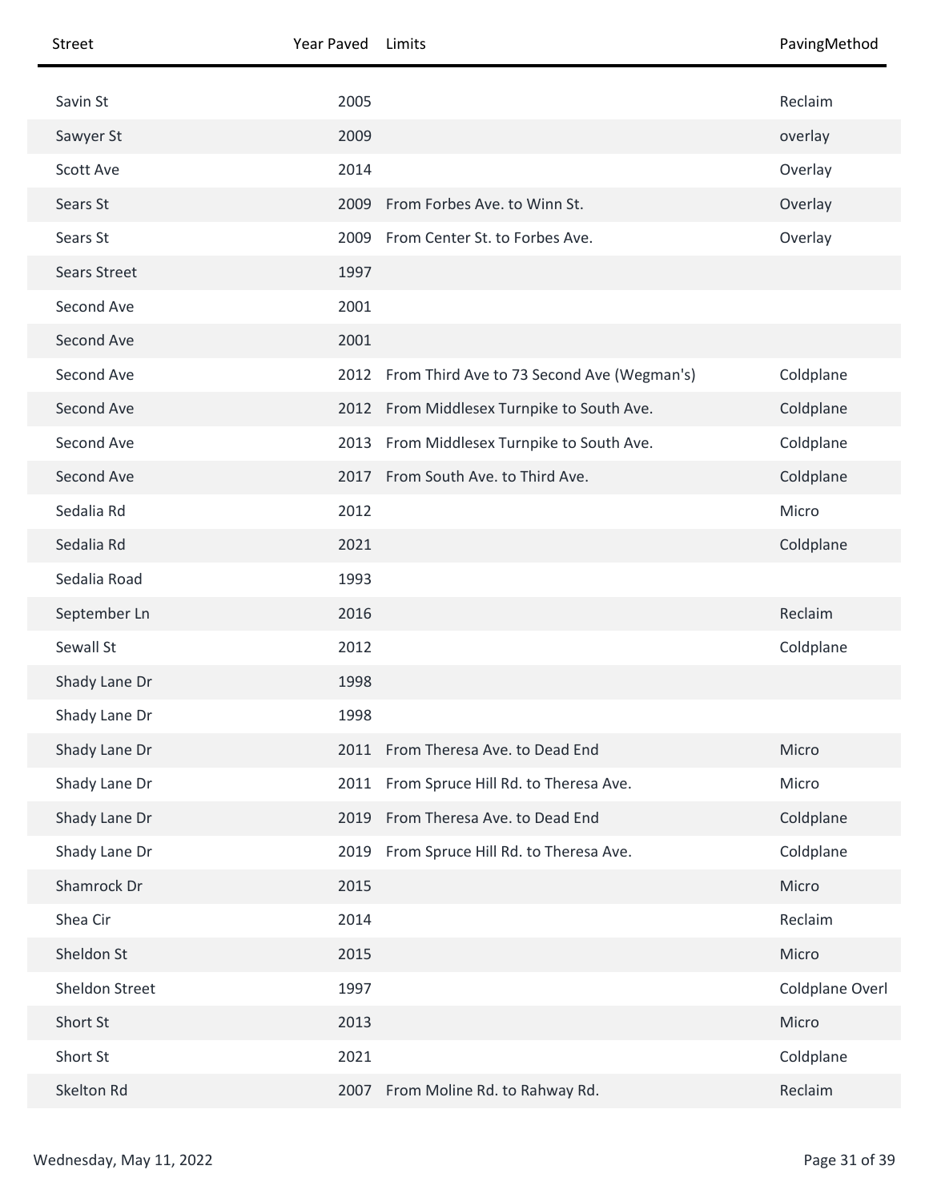| Street | Year Paved | Limits | PavingMethod |
|---|---|---|---|
| Savin St | 2005 | | Reclaim |
| Sawyer St | 2009 | | overlay |
| Scott Ave | 2014 | | Overlay |
| Sears St | 2009 | From Forbes Ave. to Winn St. | Overlay |
| Sears St | 2009 | From Center St. to Forbes Ave. | Overlay |
| Sears Street | 1997 | | |
| Second Ave | 2001 | | |
| Second Ave | 2001 | | |
| Second Ave | 2012 | From Third Ave to 73 Second Ave (Wegman's) | Coldplane |
| Second Ave | 2012 | From Middlesex Turnpike to South Ave. | Coldplane |
| Second Ave | 2013 | From Middlesex Turnpike to South Ave. | Coldplane |
| Second Ave | 2017 | From South Ave. to Third Ave. | Coldplane |
| Sedalia Rd | 2012 | | Micro |
| Sedalia Rd | 2021 | | Coldplane |
| Sedalia Road | 1993 | | |
| September Ln | 2016 | | Reclaim |
| Sewall St | 2012 | | Coldplane |
| Shady Lane Dr | 1998 | | |
| Shady Lane Dr | 1998 | | |
| Shady Lane Dr | 2011 | From Theresa Ave. to Dead End | Micro |
| Shady Lane Dr | 2011 | From Spruce Hill Rd. to Theresa Ave. | Micro |
| Shady Lane Dr | 2019 | From Theresa Ave. to Dead End | Coldplane |
| Shady Lane Dr | 2019 | From Spruce Hill Rd. to Theresa Ave. | Coldplane |
| Shamrock Dr | 2015 | | Micro |
| Shea Cir | 2014 | | Reclaim |
| Sheldon St | 2015 | | Micro |
| Sheldon Street | 1997 | | Coldplane Overl |
| Short St | 2013 | | Micro |
| Short St | 2021 | | Coldplane |
| Skelton Rd | 2007 | From Moline Rd. to Rahway Rd. | Reclaim |

Wednesday, May 11, 2022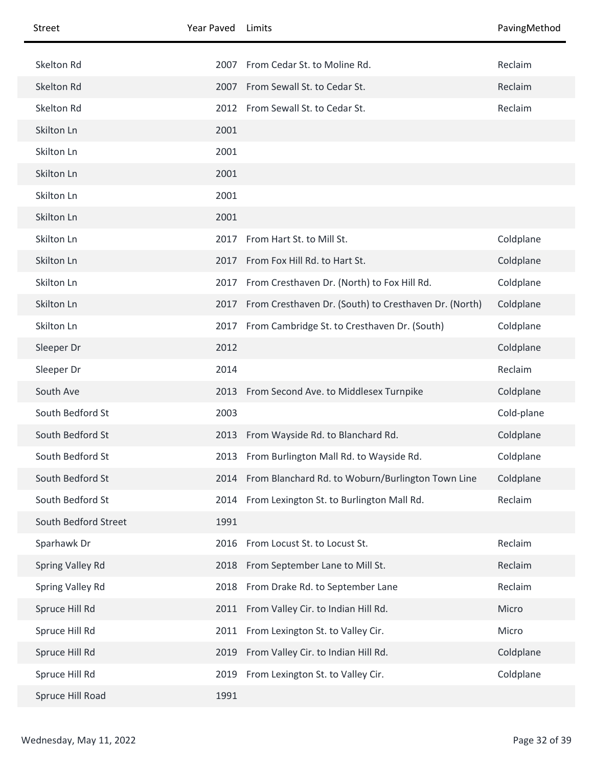| Street | Year Paved | Limits | PavingMethod |
| --- | --- | --- | --- |
| Skelton Rd | 2007 | From Cedar St. to Moline Rd. | Reclaim |
| Skelton Rd | 2007 | From Sewall St. to Cedar St. | Reclaim |
| Skelton Rd | 2012 | From Sewall St. to Cedar St. | Reclaim |
| Skilton Ln | 2001 | | |
| Skilton Ln | 2001 | | |
| Skilton Ln | 2001 | | |
| Skilton Ln | 2001 | | |
| Skilton Ln | 2001 | | |
| Skilton Ln | 2017 | From Hart St. to Mill St. | Coldplane |
| Skilton Ln | 2017 | From Fox Hill Rd. to Hart St. | Coldplane |
| Skilton Ln | 2017 | From Cresthaven Dr. (North) to Fox Hill Rd. | Coldplane |
| Skilton Ln | 2017 | From Cresthaven Dr. (South) to Cresthaven Dr. (North) | Coldplane |
| Skilton Ln | 2017 | From Cambridge St. to Cresthaven Dr. (South) | Coldplane |
| Sleeper Dr | 2012 | | Coldplane |
| Sleeper Dr | 2014 | | Reclaim |
| South Ave | 2013 | From Second Ave. to Middlesex Turnpike | Coldplane |
| South Bedford St | 2003 | | Cold-plane |
| South Bedford St | 2013 | From Wayside Rd. to Blanchard Rd. | Coldplane |
| South Bedford St | 2013 | From Burlington Mall Rd. to Wayside Rd. | Coldplane |
| South Bedford St | 2014 | From Blanchard Rd. to Woburn/Burlington Town Line | Coldplane |
| South Bedford St | 2014 | From Lexington St. to Burlington Mall Rd. | Reclaim |
| South Bedford Street | 1991 | | |
| Sparhawk Dr | 2016 | From Locust St. to Locust St. | Reclaim |
| Spring Valley Rd | 2018 | From September Lane to Mill St. | Reclaim |
| Spring Valley Rd | 2018 | From Drake Rd. to September Lane | Reclaim |
| Spruce Hill Rd | 2011 | From Valley Cir. to Indian Hill Rd. | Micro |
| Spruce Hill Rd | 2011 | From Lexington St. to Valley Cir. | Micro |
| Spruce Hill Rd | 2019 | From Valley Cir. to Indian Hill Rd. | Coldplane |
| Spruce Hill Rd | 2019 | From Lexington St. to Valley Cir. | Coldplane |
| Spruce Hill Road | 1991 | | |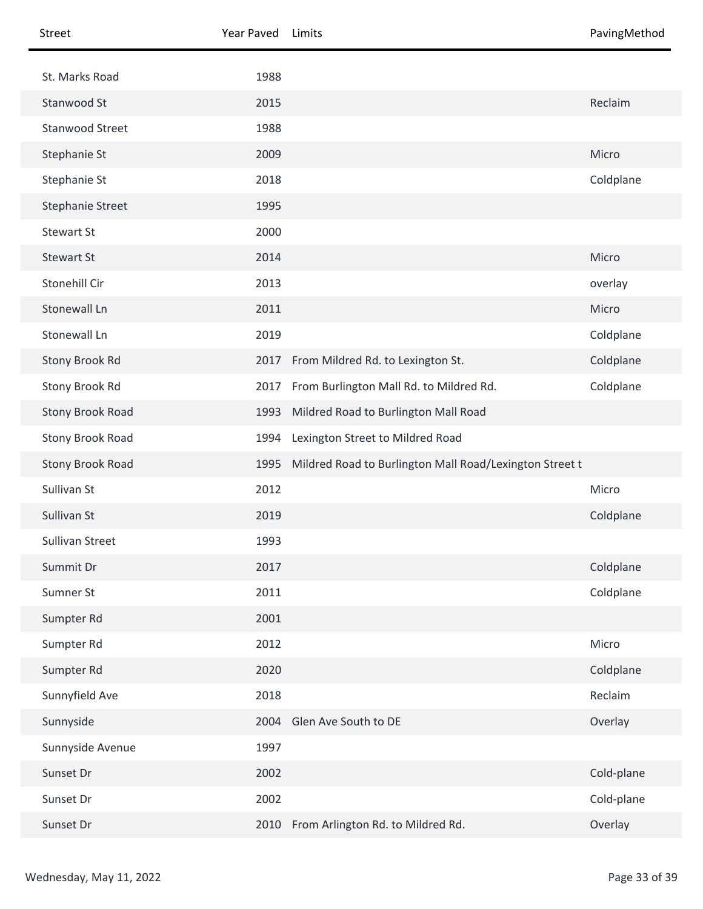| Street | Year Paved | Limits | PavingMethod |
|---|---|---|---|
| St. Marks Road | 1988 | | |
| Stanwood St | 2015 | | Reclaim |
| Stanwood Street | 1988 | | |
| Stephanie St | 2009 | | Micro |
| Stephanie St | 2018 | | Coldplane |
| Stephanie Street | 1995 | | |
| Stewart St | 2000 | | |
| Stewart St | 2014 | | Micro |
| Stonehill Cir | 2013 | | overlay |
| Stonewall Ln | 2011 | | Micro |
| Stonewall Ln | 2019 | | Coldplane |
| Stony Brook Rd | 2017 | From Mildred Rd. to Lexington St. | Coldplane |
| Stony Brook Rd | 2017 | From Burlington Mall Rd. to Mildred Rd. | Coldplane |
| Stony Brook Road | 1993 | Mildred Road to Burlington Mall Road | |
| Stony Brook Road | 1994 | Lexington Street to Mildred Road | |
| Stony Brook Road | 1995 | Mildred Road to Burlington Mall Road/Lexington Street t | |
| Sullivan St | 2012 | | Micro |
| Sullivan St | 2019 | | Coldplane |
| Sullivan Street | 1993 | | |
| Summit Dr | 2017 | | Coldplane |
| Sumner St | 2011 | | Coldplane |
| Sumpter Rd | 2001 | | |
| Sumpter Rd | 2012 | | Micro |
| Sumpter Rd | 2020 | | Coldplane |
| Sunnyfield Ave | 2018 | | Reclaim |
| Sunnyside | 2004 | Glen Ave South to DE | Overlay |
| Sunnyside Avenue | 1997 | | |
| Sunset Dr | 2002 | | Cold-plane |
| Sunset Dr | 2002 | | Cold-plane |
| Sunset Dr | 2010 | From Arlington Rd. to Mildred Rd. | Overlay |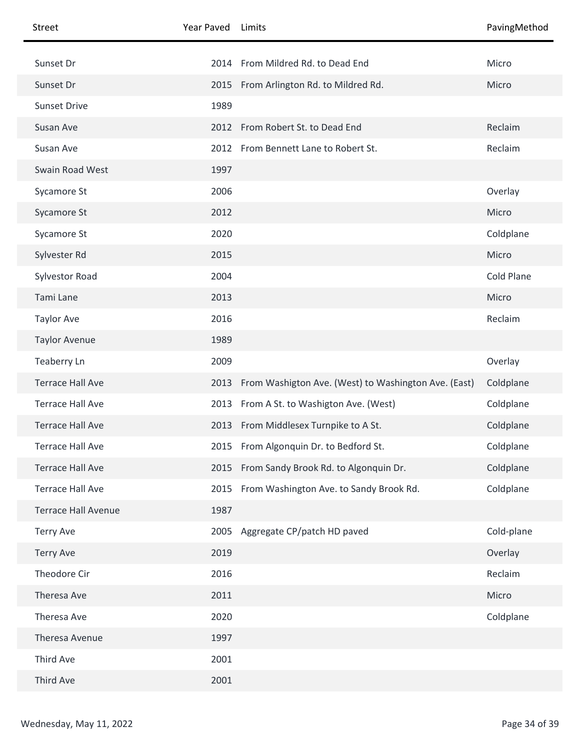| Street | Year Paved | Limits | PavingMethod |
|---|---|---|---|
| Sunset Dr | 2014 | From Mildred Rd. to Dead End | Micro |
| Sunset Dr | 2015 | From Arlington Rd. to Mildred Rd. | Micro |
| Sunset Drive | 1989 | | |
| Susan Ave | 2012 | From Robert St. to Dead End | Reclaim |
| Susan Ave | 2012 | From Bennett Lane to Robert St. | Reclaim |
| Swain Road West | 1997 | | |
| Sycamore St | 2006 | | Overlay |
| Sycamore St | 2012 | | Micro |
| Sycamore St | 2020 | | Coldplane |
| Sylvester Rd | 2015 | | Micro |
| Sylvestor Road | 2004 | | Cold Plane |
| Tami Lane | 2013 | | Micro |
| Taylor Ave | 2016 | | Reclaim |
| Taylor Avenue | 1989 | | |
| Teaberry Ln | 2009 | | Overlay |
| Terrace Hall Ave | 2013 | From Washigton Ave. (West) to Washington Ave. (East) | Coldplane |
| Terrace Hall Ave | 2013 | From A St. to Washigton Ave. (West) | Coldplane |
| Terrace Hall Ave | 2013 | From Middlesex Turnpike to A St. | Coldplane |
| Terrace Hall Ave | 2015 | From Algonquin Dr. to Bedford St. | Coldplane |
| Terrace Hall Ave | 2015 | From Sandy Brook Rd. to Algonquin Dr. | Coldplane |
| Terrace Hall Ave | 2015 | From Washington Ave. to Sandy Brook Rd. | Coldplane |
| Terrace Hall Avenue | 1987 | | |
| Terry Ave | 2005 | Aggregate CP/patch HD paved | Cold-plane |
| Terry Ave | 2019 | | Overlay |
| Theodore Cir | 2016 | | Reclaim |
| Theresa Ave | 2011 | | Micro |
| Theresa Ave | 2020 | | Coldplane |
| Theresa Avenue | 1997 | | |
| Third Ave | 2001 | | |
| Third Ave | 2001 | | |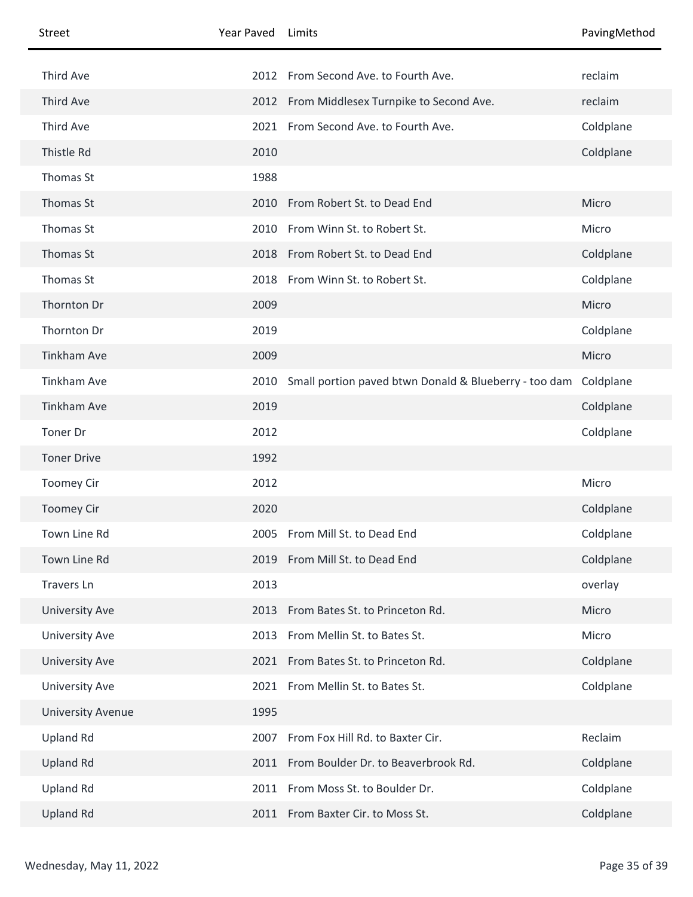| Street | Year Paved | Limits | PavingMethod |
| --- | --- | --- | --- |
| Third Ave | 2012 | From Second Ave. to Fourth Ave. | reclaim |
| Third Ave | 2012 | From Middlesex Turnpike to Second Ave. | reclaim |
| Third Ave | 2021 | From Second Ave. to Fourth Ave. | Coldplane |
| Thistle Rd | 2010 | | Coldplane |
| Thomas St | 1988 | | |
| Thomas St | 2010 | From Robert St. to Dead End | Micro |
| Thomas St | 2010 | From Winn St. to Robert St. | Micro |
| Thomas St | 2018 | From Robert St. to Dead End | Coldplane |
| Thomas St | 2018 | From Winn St. to Robert St. | Coldplane |
| Thornton Dr | 2009 | | Micro |
| Thornton Dr | 2019 | | Coldplane |
| Tinkham Ave | 2009 | | Micro |
| Tinkham Ave | 2010 | Small portion paved btwn Donald & Blueberry - too dam | Coldplane |
| Tinkham Ave | 2019 | | Coldplane |
| Toner Dr | 2012 | | Coldplane |
| Toner Drive | 1992 | | |
| Toomey Cir | 2012 | | Micro |
| Toomey Cir | 2020 | | Coldplane |
| Town Line Rd | 2005 | From Mill St. to Dead End | Coldplane |
| Town Line Rd | 2019 | From Mill St. to Dead End | Coldplane |
| Travers Ln | 2013 | | overlay |
| University Ave | 2013 | From Bates St. to Princeton Rd. | Micro |
| University Ave | 2013 | From Mellin St. to Bates St. | Micro |
| University Ave | 2021 | From Bates St. to Princeton Rd. | Coldplane |
| University Ave | 2021 | From Mellin St. to Bates St. | Coldplane |
| University Avenue | 1995 | | |
| Upland Rd | 2007 | From Fox Hill Rd. to Baxter Cir. | Reclaim |
| Upland Rd | 2011 | From Boulder Dr. to Beaverbrook Rd. | Coldplane |
| Upland Rd | 2011 | From Moss St. to Boulder Dr. | Coldplane |
| Upland Rd | 2011 | From Baxter Cir. to Moss St. | Coldplane |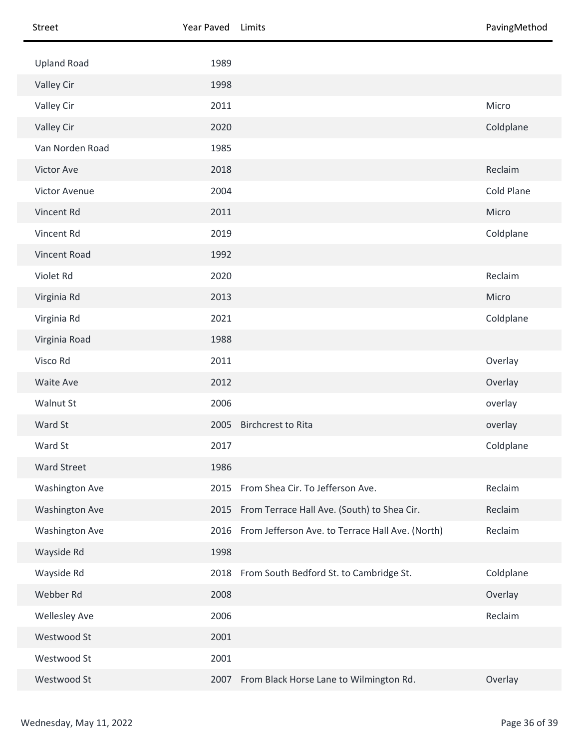| Street | Year Paved | Limits | PavingMethod |
| --- | --- | --- | --- |
| Upland Road | 1989 | | |
| Valley Cir | 1998 | | |
| Valley Cir | 2011 | | Micro |
| Valley Cir | 2020 | | Coldplane |
| Van Norden Road | 1985 | | |
| Victor Ave | 2018 | | Reclaim |
| Victor Avenue | 2004 | | Cold Plane |
| Vincent Rd | 2011 | | Micro |
| Vincent Rd | 2019 | | Coldplane |
| Vincent Road | 1992 | | |
| Violet Rd | 2020 | | Reclaim |
| Virginia Rd | 2013 | | Micro |
| Virginia Rd | 2021 | | Coldplane |
| Virginia Road | 1988 | | |
| Visco Rd | 2011 | | Overlay |
| Waite Ave | 2012 | | Overlay |
| Walnut St | 2006 | | overlay |
| Ward St | 2005 | Birchcrest to Rita | overlay |
| Ward St | 2017 | | Coldplane |
| Ward Street | 1986 | | |
| Washington Ave | 2015 | From Shea Cir. To Jefferson Ave. | Reclaim |
| Washington Ave | 2015 | From Terrace Hall Ave. (South) to Shea Cir. | Reclaim |
| Washington Ave | 2016 | From Jefferson Ave. to Terrace Hall Ave. (North) | Reclaim |
| Wayside Rd | 1998 | | |
| Wayside Rd | 2018 | From South Bedford St. to Cambridge St. | Coldplane |
| Webber Rd | 2008 | | Overlay |
| Wellesley Ave | 2006 | | Reclaim |
| Westwood St | 2001 | | |
| Westwood St | 2001 | | |
| Westwood St | 2007 | From Black Horse Lane to Wilmington Rd. | Overlay |

Wednesday, May 11, 2022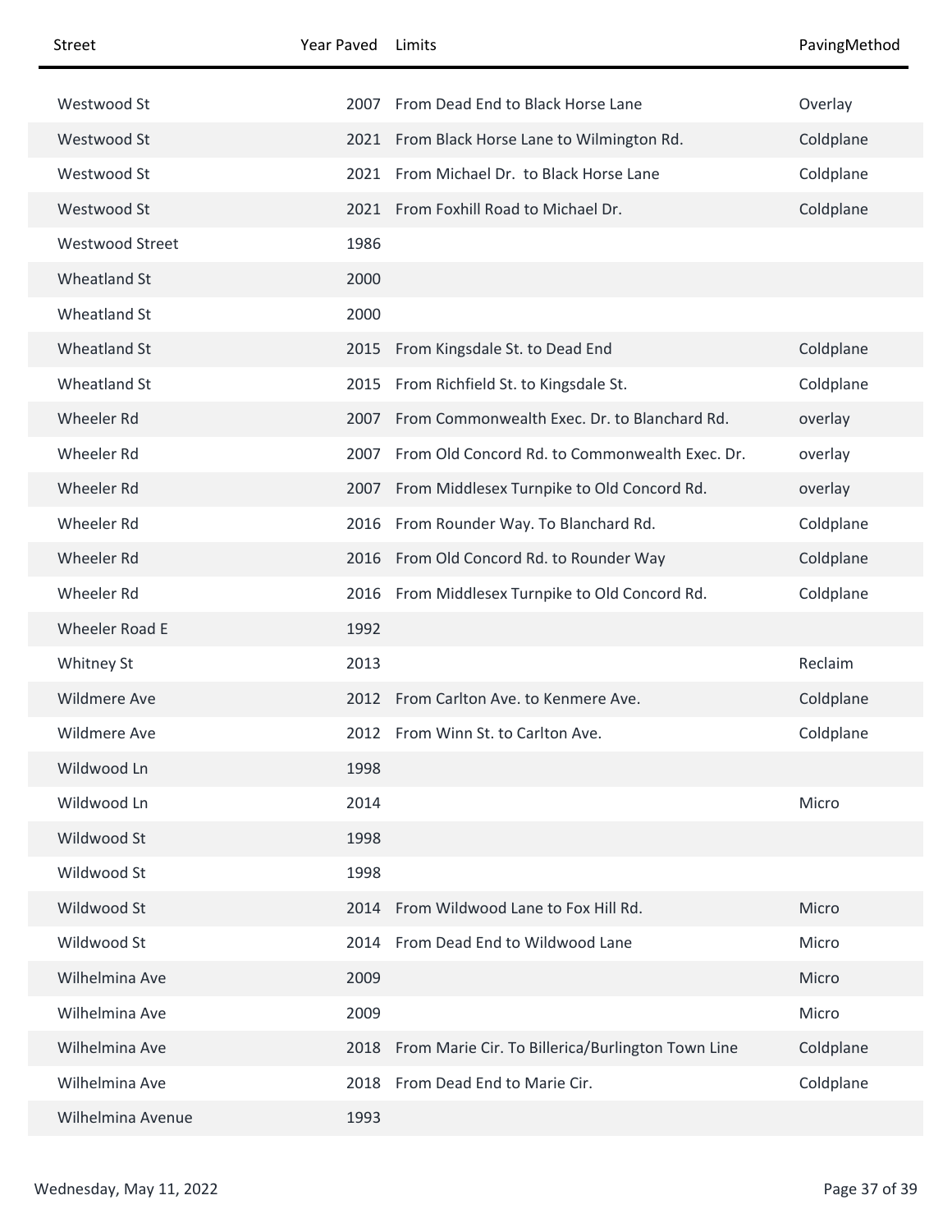| Street | Year Paved | Limits | PavingMethod |
|---|---|---|---|
| Westwood St | 2007 | From Dead End to Black Horse Lane | Overlay |
| Westwood St | 2021 | From Black Horse Lane to Wilmington Rd. | Coldplane |
| Westwood St | 2021 | From Michael Dr.  to Black Horse Lane | Coldplane |
| Westwood St | 2021 | From Foxhill Road to Michael Dr. | Coldplane |
| Westwood Street | 1986 | | |
| Wheatland St | 2000 | | |
| Wheatland St | 2000 | | |
| Wheatland St | 2015 | From Kingsdale St. to Dead End | Coldplane |
| Wheatland St | 2015 | From Richfield St. to Kingsdale St. | Coldplane |
| Wheeler Rd | 2007 | From Commonwealth Exec. Dr. to Blanchard Rd. | overlay |
| Wheeler Rd | 2007 | From Old Concord Rd. to Commonwealth Exec. Dr. | overlay |
| Wheeler Rd | 2007 | From Middlesex Turnpike to Old Concord Rd. | overlay |
| Wheeler Rd | 2016 | From Rounder Way. To Blanchard Rd. | Coldplane |
| Wheeler Rd | 2016 | From Old Concord Rd. to Rounder Way | Coldplane |
| Wheeler Rd | 2016 | From Middlesex Turnpike to Old Concord Rd. | Coldplane |
| Wheeler Road E | 1992 | | |
| Whitney St | 2013 | | Reclaim |
| Wildmere Ave | 2012 | From Carlton Ave. to Kenmere Ave. | Coldplane |
| Wildmere Ave | 2012 | From Winn St. to Carlton Ave. | Coldplane |
| Wildwood Ln | 1998 | | |
| Wildwood Ln | 2014 | | Micro |
| Wildwood St | 1998 | | |
| Wildwood St | 1998 | | |
| Wildwood St | 2014 | From Wildwood Lane to Fox Hill Rd. | Micro |
| Wildwood St | 2014 | From Dead End to Wildwood Lane | Micro |
| Wilhelmina Ave | 2009 | | Micro |
| Wilhelmina Ave | 2009 | | Micro |
| Wilhelmina Ave | 2018 | From Marie Cir. To Billerica/Burlington Town Line | Coldplane |
| Wilhelmina Ave | 2018 | From Dead End to Marie Cir. | Coldplane |
| Wilhelmina Avenue | 1993 | | |

Wednesday, May 11, 2022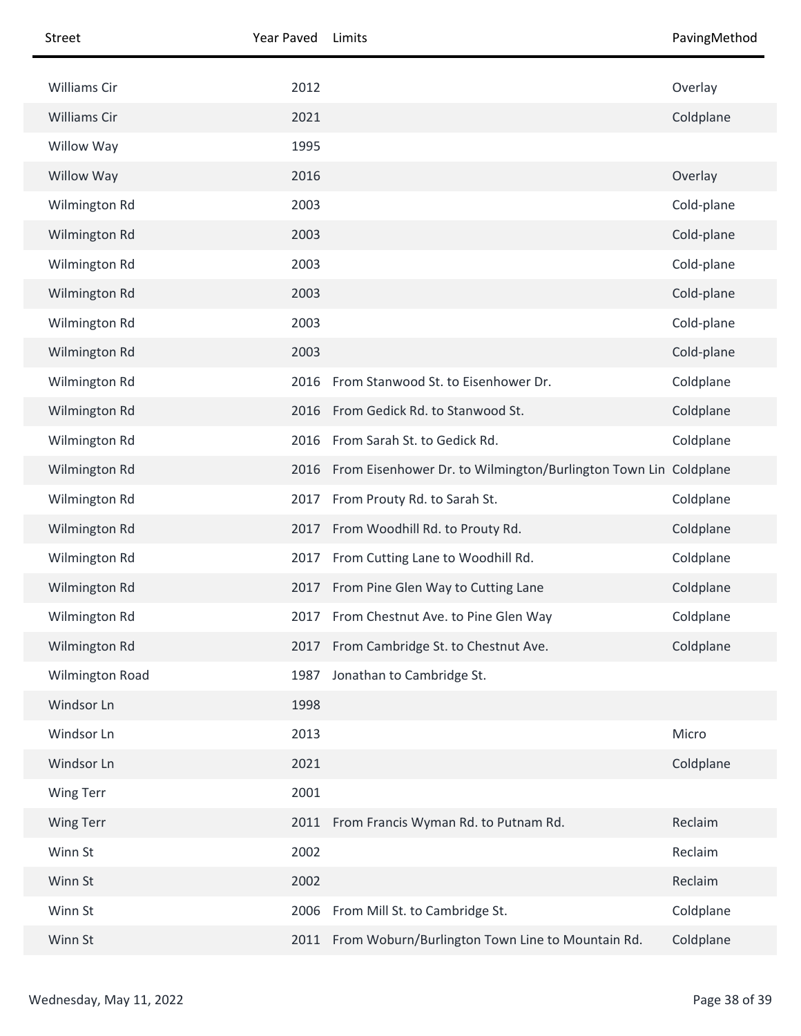| Street | Year Paved | Limits | PavingMethod |
|---|---|---|---|
| Williams Cir | 2012 | | Overlay |
| Williams Cir | 2021 | | Coldplane |
| Willow Way | 1995 | | |
| Willow Way | 2016 | | Overlay |
| Wilmington Rd | 2003 | | Cold-plane |
| Wilmington Rd | 2003 | | Cold-plane |
| Wilmington Rd | 2003 | | Cold-plane |
| Wilmington Rd | 2003 | | Cold-plane |
| Wilmington Rd | 2003 | | Cold-plane |
| Wilmington Rd | 2003 | | Cold-plane |
| Wilmington Rd | 2016 | From Stanwood St. to Eisenhower Dr. | Coldplane |
| Wilmington Rd | 2016 | From Gedick Rd. to Stanwood St. | Coldplane |
| Wilmington Rd | 2016 | From Sarah St. to Gedick Rd. | Coldplane |
| Wilmington Rd | 2016 | From Eisenhower Dr. to Wilmington/Burlington Town Lin | Coldplane |
| Wilmington Rd | 2017 | From Prouty Rd. to Sarah St. | Coldplane |
| Wilmington Rd | 2017 | From Woodhill Rd. to Prouty Rd. | Coldplane |
| Wilmington Rd | 2017 | From Cutting Lane to Woodhill Rd. | Coldplane |
| Wilmington Rd | 2017 | From Pine Glen Way to Cutting Lane | Coldplane |
| Wilmington Rd | 2017 | From Chestnut Ave. to Pine Glen Way | Coldplane |
| Wilmington Rd | 2017 | From Cambridge St. to Chestnut Ave. | Coldplane |
| Wilmington Road | 1987 | Jonathan to Cambridge St. | |
| Windsor Ln | 1998 | | |
| Windsor Ln | 2013 | | Micro |
| Windsor Ln | 2021 | | Coldplane |
| Wing Terr | 2001 | | |
| Wing Terr | 2011 | From Francis Wyman Rd. to Putnam Rd. | Reclaim |
| Winn St | 2002 | | Reclaim |
| Winn St | 2002 | | Reclaim |
| Winn St | 2006 | From Mill St. to Cambridge St. | Coldplane |
| Winn St | 2011 | From Woburn/Burlington Town Line to Mountain Rd. | Coldplane |

Wednesday, May 11, 2022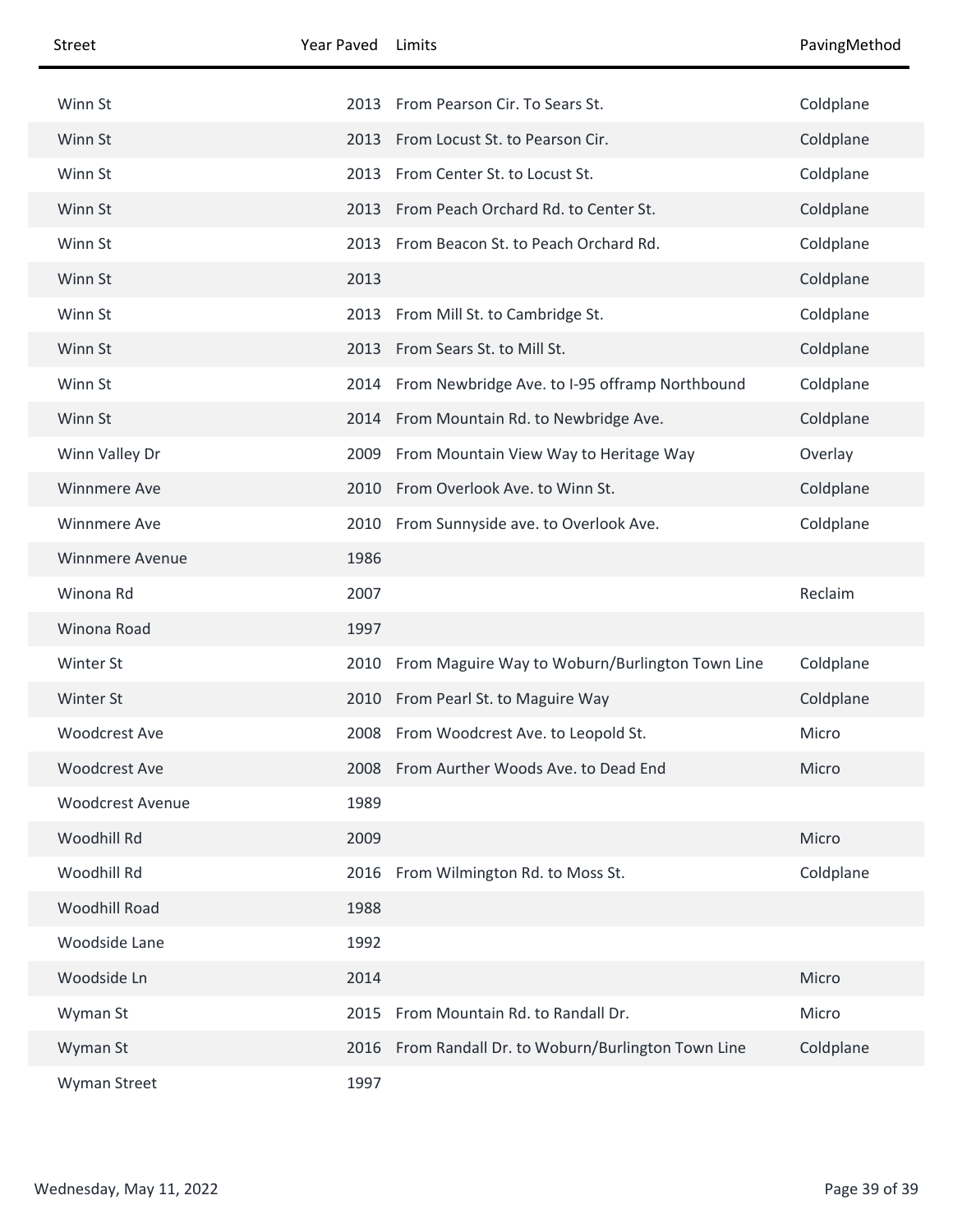| Street | Year Paved | Limits | PavingMethod |
|---|---|---|---|
| Winn St | 2013 | From Pearson Cir. To Sears St. | Coldplane |
| Winn St | 2013 | From Locust St. to Pearson Cir. | Coldplane |
| Winn St | 2013 | From Center St. to Locust St. | Coldplane |
| Winn St | 2013 | From Peach Orchard Rd. to Center St. | Coldplane |
| Winn St | 2013 | From Beacon St. to Peach Orchard Rd. | Coldplane |
| Winn St | 2013 | | Coldplane |
| Winn St | 2013 | From Mill St. to Cambridge St. | Coldplane |
| Winn St | 2013 | From Sears St. to Mill St. | Coldplane |
| Winn St | 2014 | From Newbridge Ave. to I-95 offramp Northbound | Coldplane |
| Winn St | 2014 | From Mountain Rd. to Newbridge Ave. | Coldplane |
| Winn Valley Dr | 2009 | From Mountain View Way to Heritage Way | Overlay |
| Winnmere Ave | 2010 | From Overlook Ave. to Winn St. | Coldplane |
| Winnmere Ave | 2010 | From Sunnyside ave. to Overlook Ave. | Coldplane |
| Winnmere Avenue | 1986 | | |
| Winona Rd | 2007 | | Reclaim |
| Winona Road | 1997 | | |
| Winter St | 2010 | From Maguire Way to Woburn/Burlington Town Line | Coldplane |
| Winter St | 2010 | From Pearl St. to Maguire Way | Coldplane |
| Woodcrest Ave | 2008 | From Woodcrest Ave. to Leopold St. | Micro |
| Woodcrest Ave | 2008 | From Aurther Woods Ave. to Dead End | Micro |
| Woodcrest Avenue | 1989 | | |
| Woodhill Rd | 2009 | | Micro |
| Woodhill Rd | 2016 | From Wilmington Rd. to Moss St. | Coldplane |
| Woodhill Road | 1988 | | |
| Woodside Lane | 1992 | | |
| Woodside Ln | 2014 | | Micro |
| Wyman St | 2015 | From Mountain Rd. to Randall Dr. | Micro |
| Wyman St | 2016 | From Randall Dr. to Woburn/Burlington Town Line | Coldplane |
| Wyman Street | 1997 | | |

Wednesday, May 11, 2022